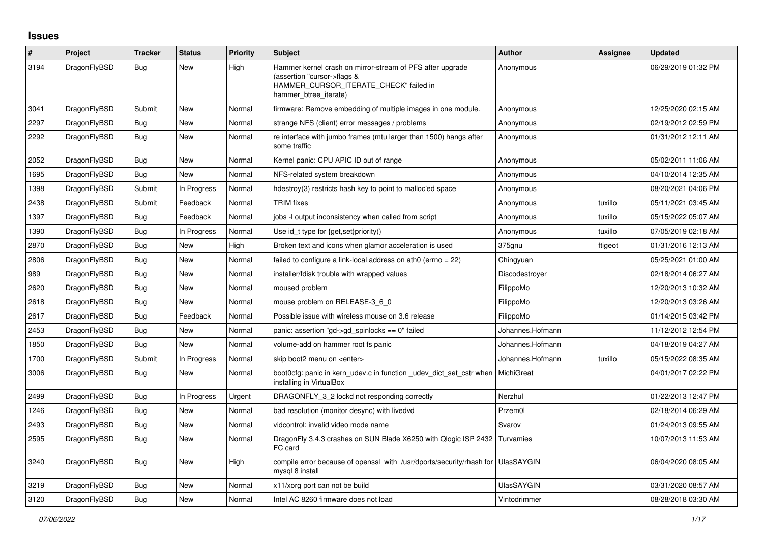# Issues

| # | Project | Tracker | Status | Priority | Subject | Author | Assignee | Updated |
|---|---|---|---|---|---|---|---|---|
| 3194 | DragonFlyBSD | Bug | New | High | Hammer kernel crash on mirror-stream of PFS after upgrade (assertion "cursor->flags & HAMMER_CURSOR_ITERATE_CHECK" failed in hammer_btree_iterate) | Anonymous | | 06/29/2019 01:32 PM |
| 3041 | DragonFlyBSD | Submit | New | Normal | firmware: Remove embedding of multiple images in one module. | Anonymous | | 12/25/2020 02:15 AM |
| 2297 | DragonFlyBSD | Bug | New | Normal | strange NFS (client) error messages / problems | Anonymous | | 02/19/2012 02:59 PM |
| 2292 | DragonFlyBSD | Bug | New | Normal | re interface with jumbo frames (mtu larger than 1500) hangs after some traffic | Anonymous | | 01/31/2012 12:11 AM |
| 2052 | DragonFlyBSD | Bug | New | Normal | Kernel panic: CPU APIC ID out of range | Anonymous | | 05/02/2011 11:06 AM |
| 1695 | DragonFlyBSD | Bug | New | Normal | NFS-related system breakdown | Anonymous | | 04/10/2014 12:35 AM |
| 1398 | DragonFlyBSD | Submit | In Progress | Normal | hdestroy(3) restricts hash key to point to malloc'ed space | Anonymous | | 08/20/2021 04:06 PM |
| 2438 | DragonFlyBSD | Submit | Feedback | Normal | TRIM fixes | Anonymous | tuxillo | 05/11/2021 03:45 AM |
| 1397 | DragonFlyBSD | Bug | Feedback | Normal | jobs -l output inconsistency when called from script | Anonymous | tuxillo | 05/15/2022 05:07 AM |
| 1390 | DragonFlyBSD | Bug | In Progress | Normal | Use id_t type for {get,set}priority() | Anonymous | tuxillo | 07/05/2019 02:18 AM |
| 2870 | DragonFlyBSD | Bug | New | High | Broken text and icons when glamor acceleration is used | 375gnu | ftigeot | 01/31/2016 12:13 AM |
| 2806 | DragonFlyBSD | Bug | New | Normal | failed to configure a link-local address on ath0 (errno = 22) | Chingyuan | | 05/25/2021 01:00 AM |
| 989 | DragonFlyBSD | Bug | New | Normal | installer/fdisk trouble with wrapped values | Discodestroyer | | 02/18/2014 06:27 AM |
| 2620 | DragonFlyBSD | Bug | New | Normal | moused problem | FilippoMo | | 12/20/2013 10:32 AM |
| 2618 | DragonFlyBSD | Bug | New | Normal | mouse problem on RELEASE-3_6_0 | FilippoMo | | 12/20/2013 03:26 AM |
| 2617 | DragonFlyBSD | Bug | Feedback | Normal | Possible issue with wireless mouse on 3.6 release | FilippoMo | | 01/14/2015 03:42 PM |
| 2453 | DragonFlyBSD | Bug | New | Normal | panic: assertion "gd->gd_spinlocks == 0" failed | Johannes.Hofmann | | 11/12/2012 12:54 PM |
| 1850 | DragonFlyBSD | Bug | New | Normal | volume-add on hammer root fs panic | Johannes.Hofmann | | 04/18/2019 04:27 AM |
| 1700 | DragonFlyBSD | Submit | In Progress | Normal | skip boot2 menu on <enter> | Johannes.Hofmann | tuxillo | 05/15/2022 08:35 AM |
| 3006 | DragonFlyBSD | Bug | New | Normal | boot0cfg: panic in kern_udev.c in function _udev_dict_set_cstr when installing in VirtualBox | MichiGreat | | 04/01/2017 02:22 PM |
| 2499 | DragonFlyBSD | Bug | In Progress | Urgent | DRAGONFLY_3_2 lockd not responding correctly | Nerzhul | | 01/22/2013 12:47 PM |
| 1246 | DragonFlyBSD | Bug | New | Normal | bad resolution (monitor desync) with livedvd | Przem0l | | 02/18/2014 06:29 AM |
| 2493 | DragonFlyBSD | Bug | New | Normal | vidcontrol: invalid video mode name | Svarov | | 01/24/2013 09:55 AM |
| 2595 | DragonFlyBSD | Bug | New | Normal | DragonFly 3.4.3 crashes on SUN Blade X6250 with Qlogic ISP 2432 FC card | Turvamies | | 10/07/2013 11:53 AM |
| 3240 | DragonFlyBSD | Bug | New | High | compile error because of openssl with /usr/dports/security/rhash for mysql 8 install | UlasSAYGIN | | 06/04/2020 08:05 AM |
| 3219 | DragonFlyBSD | Bug | New | Normal | x11/xorg port can not be build | UlasSAYGIN | | 03/31/2020 08:57 AM |
| 3120 | DragonFlyBSD | Bug | New | Normal | Intel AC 8260 firmware does not load | Vintodrimmer | | 08/28/2018 03:30 AM |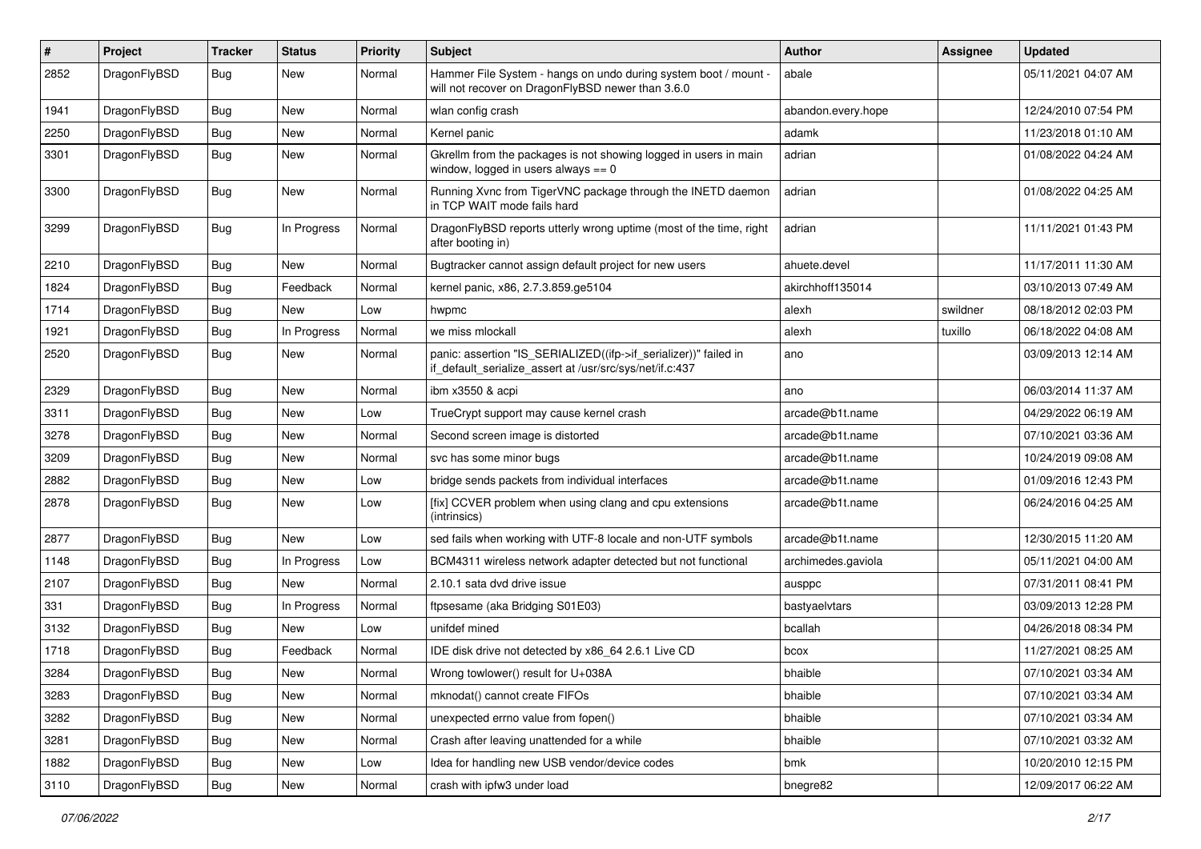| # | Project | Tracker | Status | Priority | Subject | Author | Assignee | Updated |
|---|---|---|---|---|---|---|---|---|
| 2852 | DragonFlyBSD | Bug | New | Normal | Hammer File System - hangs on undo during system boot / mount - will not recover on DragonFlyBSD newer than 3.6.0 | abale | | 05/11/2021 04:07 AM |
| 1941 | DragonFlyBSD | Bug | New | Normal | wlan config crash | abandon.every.hope | | 12/24/2010 07:54 PM |
| 2250 | DragonFlyBSD | Bug | New | Normal | Kernel panic | adamk | | 11/23/2018 01:10 AM |
| 3301 | DragonFlyBSD | Bug | New | Normal | Gkrellm from the packages is not showing logged in users in main window, logged in users always == 0 | adrian | | 01/08/2022 04:24 AM |
| 3300 | DragonFlyBSD | Bug | New | Normal | Running Xvnc from TigerVNC package through the INETD daemon in TCP WAIT mode fails hard | adrian | | 01/08/2022 04:25 AM |
| 3299 | DragonFlyBSD | Bug | In Progress | Normal | DragonFlyBSD reports utterly wrong uptime (most of the time, right after booting in) | adrian | | 11/11/2021 01:43 PM |
| 2210 | DragonFlyBSD | Bug | New | Normal | Bugtracker cannot assign default project for new users | ahuete.devel | | 11/17/2011 11:30 AM |
| 1824 | DragonFlyBSD | Bug | Feedback | Normal | kernel panic, x86, 2.7.3.859.ge5104 | akirchhoff135014 | | 03/10/2013 07:49 AM |
| 1714 | DragonFlyBSD | Bug | New | Low | hwpmc | alexh | swildner | 08/18/2012 02:03 PM |
| 1921 | DragonFlyBSD | Bug | In Progress | Normal | we miss mlockall | alexh | tuxillo | 06/18/2022 04:08 AM |
| 2520 | DragonFlyBSD | Bug | New | Normal | panic: assertion "IS_SERIALIZED((ifp->if_serializer))" failed in if_default_serialize_assert at /usr/src/sys/net/if.c:437 | ano | | 03/09/2013 12:14 AM |
| 2329 | DragonFlyBSD | Bug | New | Normal | ibm x3550 & acpi | ano | | 06/03/2014 11:37 AM |
| 3311 | DragonFlyBSD | Bug | New | Low | TrueCrypt support may cause kernel crash | arcade@b1t.name | | 04/29/2022 06:19 AM |
| 3278 | DragonFlyBSD | Bug | New | Normal | Second screen image is distorted | arcade@b1t.name | | 07/10/2021 03:36 AM |
| 3209 | DragonFlyBSD | Bug | New | Normal | svc has some minor bugs | arcade@b1t.name | | 10/24/2019 09:08 AM |
| 2882 | DragonFlyBSD | Bug | New | Low | bridge sends packets from individual interfaces | arcade@b1t.name | | 01/09/2016 12:43 PM |
| 2878 | DragonFlyBSD | Bug | New | Low | [fix] CCVER problem when using clang and cpu extensions (intrinsics) | arcade@b1t.name | | 06/24/2016 04:25 AM |
| 2877 | DragonFlyBSD | Bug | New | Low | sed fails when working with UTF-8 locale and non-UTF symbols | arcade@b1t.name | | 12/30/2015 11:20 AM |
| 1148 | DragonFlyBSD | Bug | In Progress | Low | BCM4311 wireless network adapter detected but not functional | archimedes.gaviola | | 05/11/2021 04:00 AM |
| 2107 | DragonFlyBSD | Bug | New | Normal | 2.10.1 sata dvd drive issue | ausppc | | 07/31/2011 08:41 PM |
| 331 | DragonFlyBSD | Bug | In Progress | Normal | ftpsesame (aka Bridging S01E03) | bastyaelvtars | | 03/09/2013 12:28 PM |
| 3132 | DragonFlyBSD | Bug | New | Low | unifdef mined | bcallah | | 04/26/2018 08:34 PM |
| 1718 | DragonFlyBSD | Bug | Feedback | Normal | IDE disk drive not detected by x86_64 2.6.1 Live CD | bcox | | 11/27/2021 08:25 AM |
| 3284 | DragonFlyBSD | Bug | New | Normal | Wrong towlower() result for U+038A | bhaible | | 07/10/2021 03:34 AM |
| 3283 | DragonFlyBSD | Bug | New | Normal | mknodat() cannot create FIFOs | bhaible | | 07/10/2021 03:34 AM |
| 3282 | DragonFlyBSD | Bug | New | Normal | unexpected errno value from fopen() | bhaible | | 07/10/2021 03:34 AM |
| 3281 | DragonFlyBSD | Bug | New | Normal | Crash after leaving unattended for a while | bhaible | | 07/10/2021 03:32 AM |
| 1882 | DragonFlyBSD | Bug | New | Low | Idea for handling new USB vendor/device codes | bmk | | 10/20/2010 12:15 PM |
| 3110 | DragonFlyBSD | Bug | New | Normal | crash with ipfw3 under load | bnegre82 | | 12/09/2017 06:22 AM |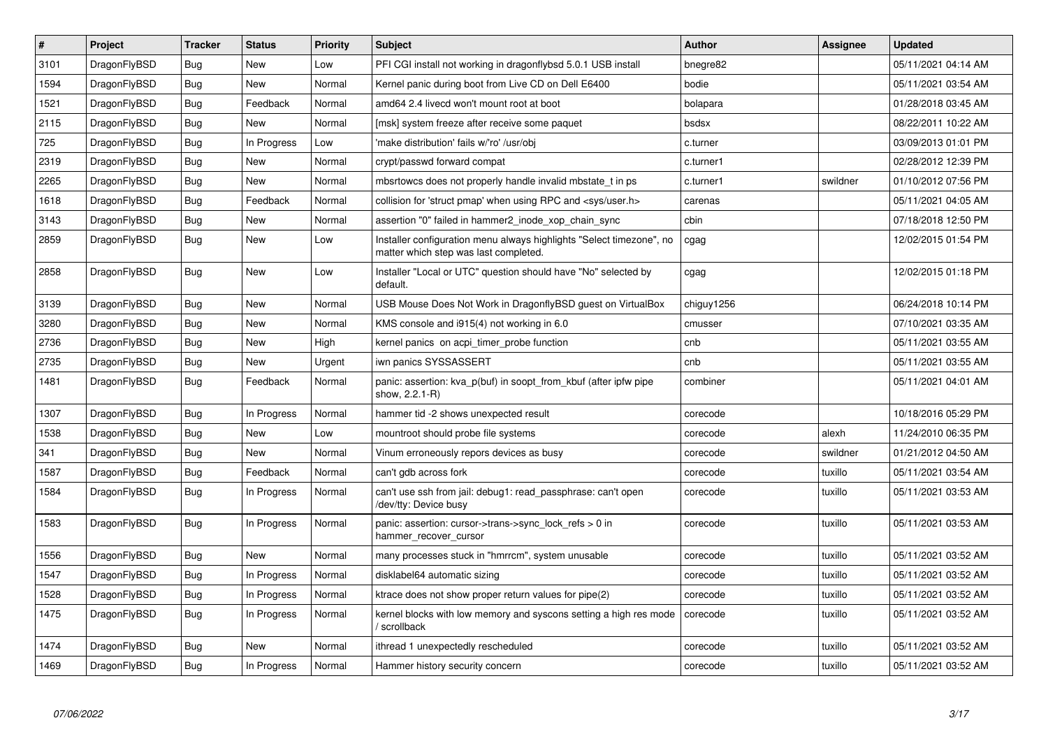| # | Project | Tracker | Status | Priority | Subject | Author | Assignee | Updated |
|---|---|---|---|---|---|---|---|---|
| 3101 | DragonFlyBSD | Bug | New | Low | PFI CGI install not working in dragonflybsd 5.0.1 USB install | bnegre82 | | 05/11/2021 04:14 AM |
| 1594 | DragonFlyBSD | Bug | New | Normal | Kernel panic during boot from Live CD on Dell E6400 | bodie | | 05/11/2021 03:54 AM |
| 1521 | DragonFlyBSD | Bug | Feedback | Normal | amd64 2.4 livecd won't mount root at boot | bolapara | | 01/28/2018 03:45 AM |
| 2115 | DragonFlyBSD | Bug | New | Normal | [msk] system freeze after receive some paquet | bsdsx | | 08/22/2011 10:22 AM |
| 725 | DragonFlyBSD | Bug | In Progress | Low | 'make distribution' fails w/'ro' /usr/obj | c.turner | | 03/09/2013 01:01 PM |
| 2319 | DragonFlyBSD | Bug | New | Normal | crypt/passwd forward compat | c.turner1 | | 02/28/2012 12:39 PM |
| 2265 | DragonFlyBSD | Bug | New | Normal | mbsrtowcs does not properly handle invalid mbstate_t in ps | c.turner1 | swildner | 01/10/2012 07:56 PM |
| 1618 | DragonFlyBSD | Bug | Feedback | Normal | collision for 'struct pmap' when using RPC and <sys/user.h> | carenas | | 05/11/2021 04:05 AM |
| 3143 | DragonFlyBSD | Bug | New | Normal | assertion "0" failed in hammer2_inode_xop_chain_sync | cbin | | 07/18/2018 12:50 PM |
| 2859 | DragonFlyBSD | Bug | New | Low | Installer configuration menu always highlights "Select timezone", no matter which step was last completed. | cgag | | 12/02/2015 01:54 PM |
| 2858 | DragonFlyBSD | Bug | New | Low | Installer "Local or UTC" question should have "No" selected by default. | cgag | | 12/02/2015 01:18 PM |
| 3139 | DragonFlyBSD | Bug | New | Normal | USB Mouse Does Not Work in DragonflyBSD guest on VirtualBox | chiguy1256 | | 06/24/2018 10:14 PM |
| 3280 | DragonFlyBSD | Bug | New | Normal | KMS console and i915(4) not working in 6.0 | cmusser | | 07/10/2021 03:35 AM |
| 2736 | DragonFlyBSD | Bug | New | High | kernel panics on acpi_timer_probe function | cnb | | 05/11/2021 03:55 AM |
| 2735 | DragonFlyBSD | Bug | New | Urgent | iwn panics SYSSASSERT | cnb | | 05/11/2021 03:55 AM |
| 1481 | DragonFlyBSD | Bug | Feedback | Normal | panic: assertion: kva_p(buf) in soopt_from_kbuf (after ipfw pipe show, 2.2.1-R) | combiner | | 05/11/2021 04:01 AM |
| 1307 | DragonFlyBSD | Bug | In Progress | Normal | hammer tid -2 shows unexpected result | corecode | | 10/18/2016 05:29 PM |
| 1538 | DragonFlyBSD | Bug | New | Low | mountroot should probe file systems | corecode | alexh | 11/24/2010 06:35 PM |
| 341 | DragonFlyBSD | Bug | New | Normal | Vinum erroneously repors devices as busy | corecode | swildner | 01/21/2012 04:50 AM |
| 1587 | DragonFlyBSD | Bug | Feedback | Normal | can't gdb across fork | corecode | tuxillo | 05/11/2021 03:54 AM |
| 1584 | DragonFlyBSD | Bug | In Progress | Normal | can't use ssh from jail: debug1: read_passphrase: can't open /dev/tty: Device busy | corecode | tuxillo | 05/11/2021 03:53 AM |
| 1583 | DragonFlyBSD | Bug | In Progress | Normal | panic: assertion: cursor->trans->sync_lock_refs > 0 in hammer_recover_cursor | corecode | tuxillo | 05/11/2021 03:53 AM |
| 1556 | DragonFlyBSD | Bug | New | Normal | many processes stuck in "hmrrcm", system unusable | corecode | tuxillo | 05/11/2021 03:52 AM |
| 1547 | DragonFlyBSD | Bug | In Progress | Normal | disklabel64 automatic sizing | corecode | tuxillo | 05/11/2021 03:52 AM |
| 1528 | DragonFlyBSD | Bug | In Progress | Normal | ktrace does not show proper return values for pipe(2) | corecode | tuxillo | 05/11/2021 03:52 AM |
| 1475 | DragonFlyBSD | Bug | In Progress | Normal | kernel blocks with low memory and syscons setting a high res mode / scrollback | corecode | tuxillo | 05/11/2021 03:52 AM |
| 1474 | DragonFlyBSD | Bug | New | Normal | ithread 1 unexpectedly rescheduled | corecode | tuxillo | 05/11/2021 03:52 AM |
| 1469 | DragonFlyBSD | Bug | In Progress | Normal | Hammer history security concern | corecode | tuxillo | 05/11/2021 03:52 AM |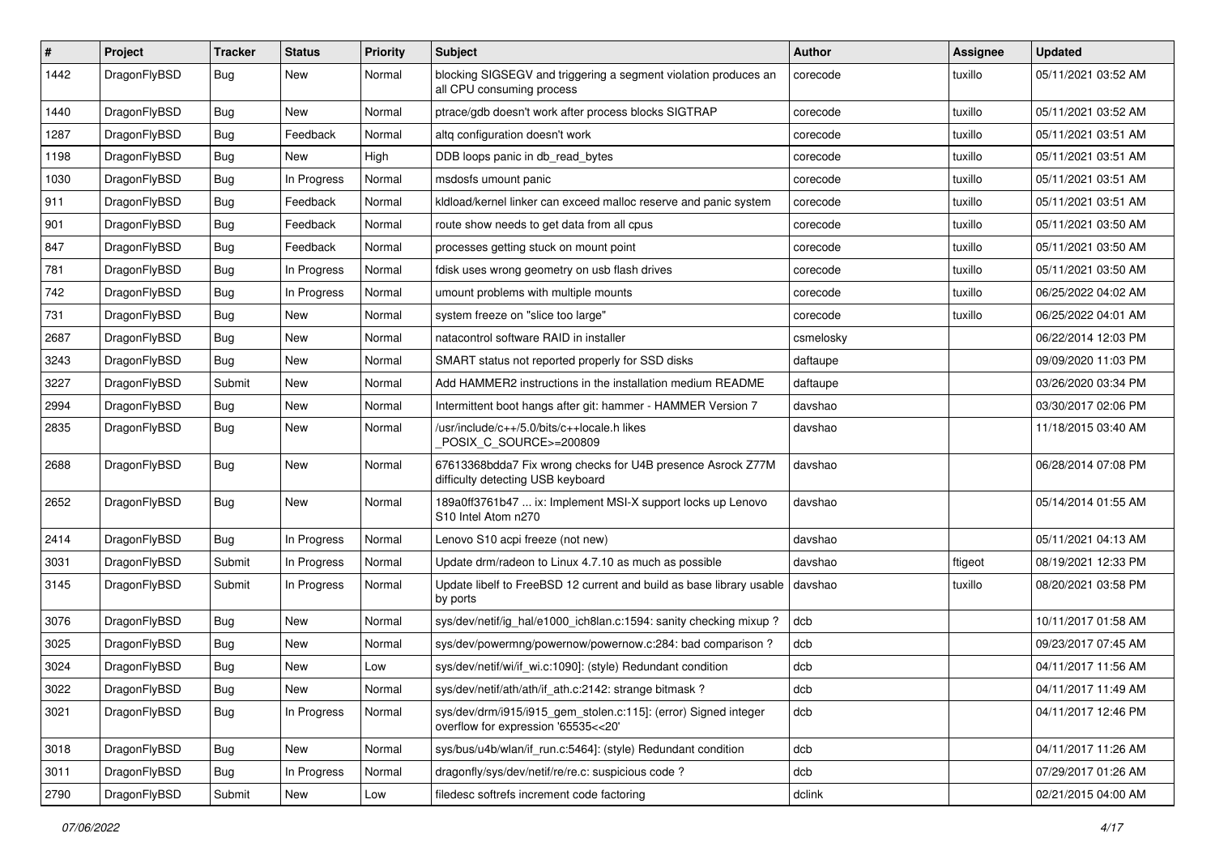| # | Project | Tracker | Status | Priority | Subject | Author | Assignee | Updated |
|---|---|---|---|---|---|---|---|---|
| 1442 | DragonFlyBSD | Bug | New | Normal | blocking SIGSEGV and triggering a segment violation produces an all CPU consuming process | corecode | tuxillo | 05/11/2021 03:52 AM |
| 1440 | DragonFlyBSD | Bug | New | Normal | ptrace/gdb doesn't work after process blocks SIGTRAP | corecode | tuxillo | 05/11/2021 03:52 AM |
| 1287 | DragonFlyBSD | Bug | Feedback | Normal | altq configuration doesn't work | corecode | tuxillo | 05/11/2021 03:51 AM |
| 1198 | DragonFlyBSD | Bug | New | High | DDB loops panic in db_read_bytes | corecode | tuxillo | 05/11/2021 03:51 AM |
| 1030 | DragonFlyBSD | Bug | In Progress | Normal | msdosfs umount panic | corecode | tuxillo | 05/11/2021 03:51 AM |
| 911 | DragonFlyBSD | Bug | Feedback | Normal | kldload/kernel linker can exceed malloc reserve and panic system | corecode | tuxillo | 05/11/2021 03:51 AM |
| 901 | DragonFlyBSD | Bug | Feedback | Normal | route show needs to get data from all cpus | corecode | tuxillo | 05/11/2021 03:50 AM |
| 847 | DragonFlyBSD | Bug | Feedback | Normal | processes getting stuck on mount point | corecode | tuxillo | 05/11/2021 03:50 AM |
| 781 | DragonFlyBSD | Bug | In Progress | Normal | fdisk uses wrong geometry on usb flash drives | corecode | tuxillo | 05/11/2021 03:50 AM |
| 742 | DragonFlyBSD | Bug | In Progress | Normal | umount problems with multiple mounts | corecode | tuxillo | 06/25/2022 04:02 AM |
| 731 | DragonFlyBSD | Bug | New | Normal | system freeze on "slice too large" | corecode | tuxillo | 06/25/2022 04:01 AM |
| 2687 | DragonFlyBSD | Bug | New | Normal | natacontrol software RAID in installer | csmelosky | | 06/22/2014 12:03 PM |
| 3243 | DragonFlyBSD | Bug | New | Normal | SMART status not reported properly for SSD disks | daftaupe | | 09/09/2020 11:03 PM |
| 3227 | DragonFlyBSD | Submit | New | Normal | Add HAMMER2 instructions in the installation medium README | daftaupe | | 03/26/2020 03:34 PM |
| 2994 | DragonFlyBSD | Bug | New | Normal | Intermittent boot hangs after git: hammer - HAMMER Version 7 | davshao | | 03/30/2017 02:06 PM |
| 2835 | DragonFlyBSD | Bug | New | Normal | /usr/include/c++/5.0/bits/c++locale.h likes _POSIX_C_SOURCE>=200809 | davshao | | 11/18/2015 03:40 AM |
| 2688 | DragonFlyBSD | Bug | New | Normal | 67613368bdda7 Fix wrong checks for U4B presence Asrock Z77M difficulty detecting USB keyboard | davshao | | 06/28/2014 07:08 PM |
| 2652 | DragonFlyBSD | Bug | New | Normal | 189a0ff3761b47 ... ix: Implement MSI-X support locks up Lenovo S10 Intel Atom n270 | davshao | | 05/14/2014 01:55 AM |
| 2414 | DragonFlyBSD | Bug | In Progress | Normal | Lenovo S10 acpi freeze (not new) | davshao | | 05/11/2021 04:13 AM |
| 3031 | DragonFlyBSD | Submit | In Progress | Normal | Update drm/radeon to Linux 4.7.10 as much as possible | davshao | ftigeot | 08/19/2021 12:33 PM |
| 3145 | DragonFlyBSD | Submit | In Progress | Normal | Update libelf to FreeBSD 12 current and build as base library usable by ports | davshao | tuxillo | 08/20/2021 03:58 PM |
| 3076 | DragonFlyBSD | Bug | New | Normal | sys/dev/netif/ig_hal/e1000_ich8lan.c:1594: sanity checking mixup ? | dcb | | 10/11/2017 01:58 AM |
| 3025 | DragonFlyBSD | Bug | New | Normal | sys/dev/powermng/powernow/powernow.c:284: bad comparison ? | dcb | | 09/23/2017 07:45 AM |
| 3024 | DragonFlyBSD | Bug | New | Low | sys/dev/netif/wi/if_wi.c:1090]: (style) Redundant condition | dcb | | 04/11/2017 11:56 AM |
| 3022 | DragonFlyBSD | Bug | New | Normal | sys/dev/netif/ath/ath/if_ath.c:2142: strange bitmask ? | dcb | | 04/11/2017 11:49 AM |
| 3021 | DragonFlyBSD | Bug | In Progress | Normal | sys/dev/drm/i915/i915_gem_stolen.c:115]: (error) Signed integer overflow for expression '65535<<20' | dcb | | 04/11/2017 12:46 PM |
| 3018 | DragonFlyBSD | Bug | New | Normal | sys/bus/u4b/wlan/if_run.c:5464]: (style) Redundant condition | dcb | | 04/11/2017 11:26 AM |
| 3011 | DragonFlyBSD | Bug | In Progress | Normal | dragonfly/sys/dev/netif/re/re.c: suspicious code ? | dcb | | 07/29/2017 01:26 AM |
| 2790 | DragonFlyBSD | Submit | New | Low | filedesc softrefs increment code factoring | dclink | | 02/21/2015 04:00 AM |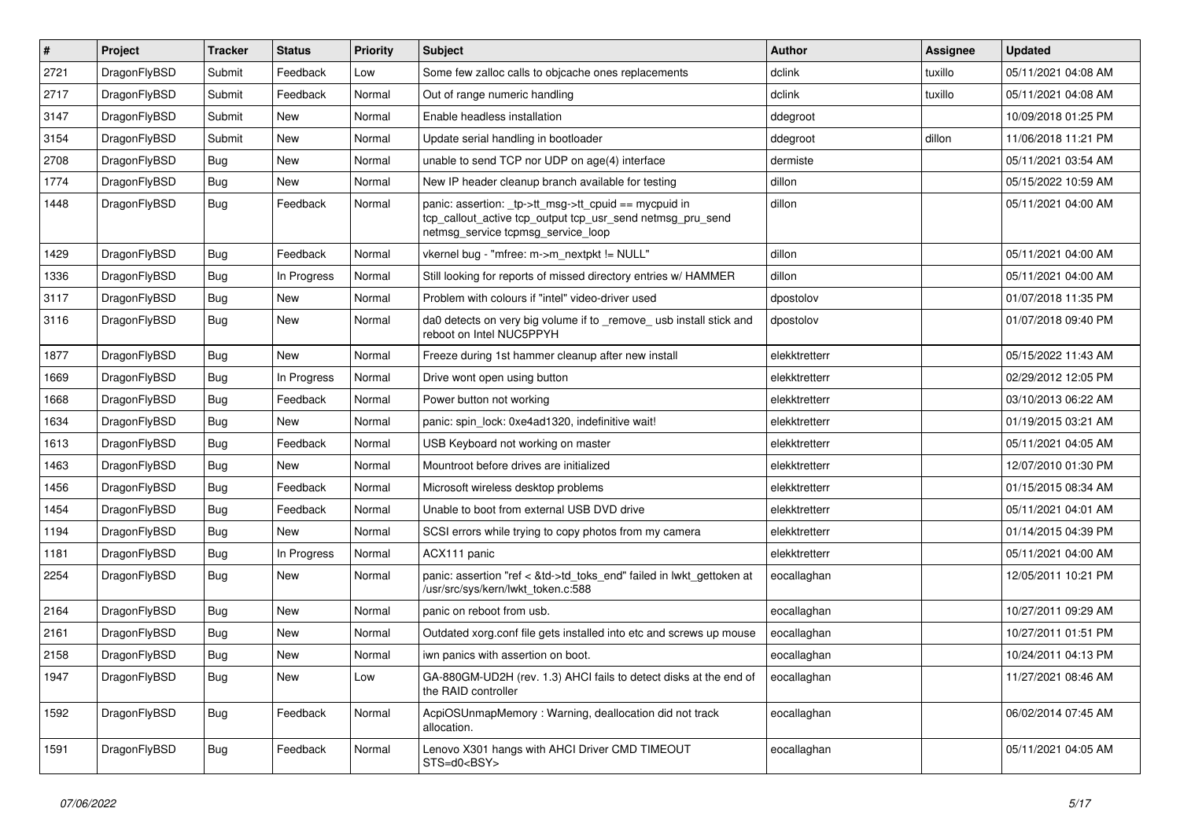| # | Project | Tracker | Status | Priority | Subject | Author | Assignee | Updated |
|---|---|---|---|---|---|---|---|---|
| 2721 | DragonFlyBSD | Submit | Feedback | Low | Some few zalloc calls to objcache ones replacements | dclink | tuxillo | 05/11/2021 04:08 AM |
| 2717 | DragonFlyBSD | Submit | Feedback | Normal | Out of range numeric handling | dclink | tuxillo | 05/11/2021 04:08 AM |
| 3147 | DragonFlyBSD | Submit | New | Normal | Enable headless installation | ddegroot | | 10/09/2018 01:25 PM |
| 3154 | DragonFlyBSD | Submit | New | Normal | Update serial handling in bootloader | ddegroot | dillon | 11/06/2018 11:21 PM |
| 2708 | DragonFlyBSD | Bug | New | Normal | unable to send TCP nor UDP on age(4) interface | dermiste | | 05/11/2021 03:54 AM |
| 1774 | DragonFlyBSD | Bug | New | Normal | New IP header cleanup branch available for testing | dillon | | 05/15/2022 10:59 AM |
| 1448 | DragonFlyBSD | Bug | Feedback | Normal | panic: assertion: _tp->tt_msg->tt_cpuid == mycpuid in tcp_callout_active tcp_output tcp_usr_send netmsg_pru_send netmsg_service tcpmsg_service_loop | dillon | | 05/11/2021 04:00 AM |
| 1429 | DragonFlyBSD | Bug | Feedback | Normal | vkernel bug - "mfree: m->m_nextpkt != NULL" | dillon | | 05/11/2021 04:00 AM |
| 1336 | DragonFlyBSD | Bug | In Progress | Normal | Still looking for reports of missed directory entries w/ HAMMER | dillon | | 05/11/2021 04:00 AM |
| 3117 | DragonFlyBSD | Bug | New | Normal | Problem with colours if "intel" video-driver used | dpostolov | | 01/07/2018 11:35 PM |
| 3116 | DragonFlyBSD | Bug | New | Normal | da0 detects on very big volume if to _remove_ usb install stick and reboot on Intel NUC5PPYH | dpostolov | | 01/07/2018 09:40 PM |
| 1877 | DragonFlyBSD | Bug | New | Normal | Freeze during 1st hammer cleanup after new install | elekktretterr | | 05/15/2022 11:43 AM |
| 1669 | DragonFlyBSD | Bug | In Progress | Normal | Drive wont open using button | elekktretterr | | 02/29/2012 12:05 PM |
| 1668 | DragonFlyBSD | Bug | Feedback | Normal | Power button not working | elekktretterr | | 03/10/2013 06:22 AM |
| 1634 | DragonFlyBSD | Bug | New | Normal | panic: spin_lock: 0xe4ad1320, indefinitive wait! | elekktretterr | | 01/19/2015 03:21 AM |
| 1613 | DragonFlyBSD | Bug | Feedback | Normal | USB Keyboard not working on master | elekktretterr | | 05/11/2021 04:05 AM |
| 1463 | DragonFlyBSD | Bug | New | Normal | Mountroot before drives are initialized | elekktretterr | | 12/07/2010 01:30 PM |
| 1456 | DragonFlyBSD | Bug | Feedback | Normal | Microsoft wireless desktop problems | elekktretterr | | 01/15/2015 08:34 AM |
| 1454 | DragonFlyBSD | Bug | Feedback | Normal | Unable to boot from external USB DVD drive | elekktretterr | | 05/11/2021 04:01 AM |
| 1194 | DragonFlyBSD | Bug | New | Normal | SCSI errors while trying to copy photos from my camera | elekktretterr | | 01/14/2015 04:39 PM |
| 1181 | DragonFlyBSD | Bug | In Progress | Normal | ACX111 panic | elekktretterr | | 05/11/2021 04:00 AM |
| 2254 | DragonFlyBSD | Bug | New | Normal | panic: assertion "ref < &td->td_toks_end" failed in lwkt_gettoken at /usr/src/sys/kern/lwkt_token.c:588 | eocallaghan | | 12/05/2011 10:21 PM |
| 2164 | DragonFlyBSD | Bug | New | Normal | panic on reboot from usb. | eocallaghan | | 10/27/2011 09:29 AM |
| 2161 | DragonFlyBSD | Bug | New | Normal | Outdated xorg.conf file gets installed into etc and screws up mouse | eocallaghan | | 10/27/2011 01:51 PM |
| 2158 | DragonFlyBSD | Bug | New | Normal | iwn panics with assertion on boot. | eocallaghan | | 10/24/2011 04:13 PM |
| 1947 | DragonFlyBSD | Bug | New | Low | GA-880GM-UD2H (rev. 1.3) AHCI fails to detect disks at the end of the RAID controller | eocallaghan | | 11/27/2021 08:46 AM |
| 1592 | DragonFlyBSD | Bug | Feedback | Normal | AcpiOSUnmapMemory : Warning, deallocation did not track allocation. | eocallaghan | | 06/02/2014 07:45 AM |
| 1591 | DragonFlyBSD | Bug | Feedback | Normal | Lenovo X301 hangs with AHCI Driver CMD TIMEOUT STS=d0<BSY> | eocallaghan | | 05/11/2021 04:05 AM |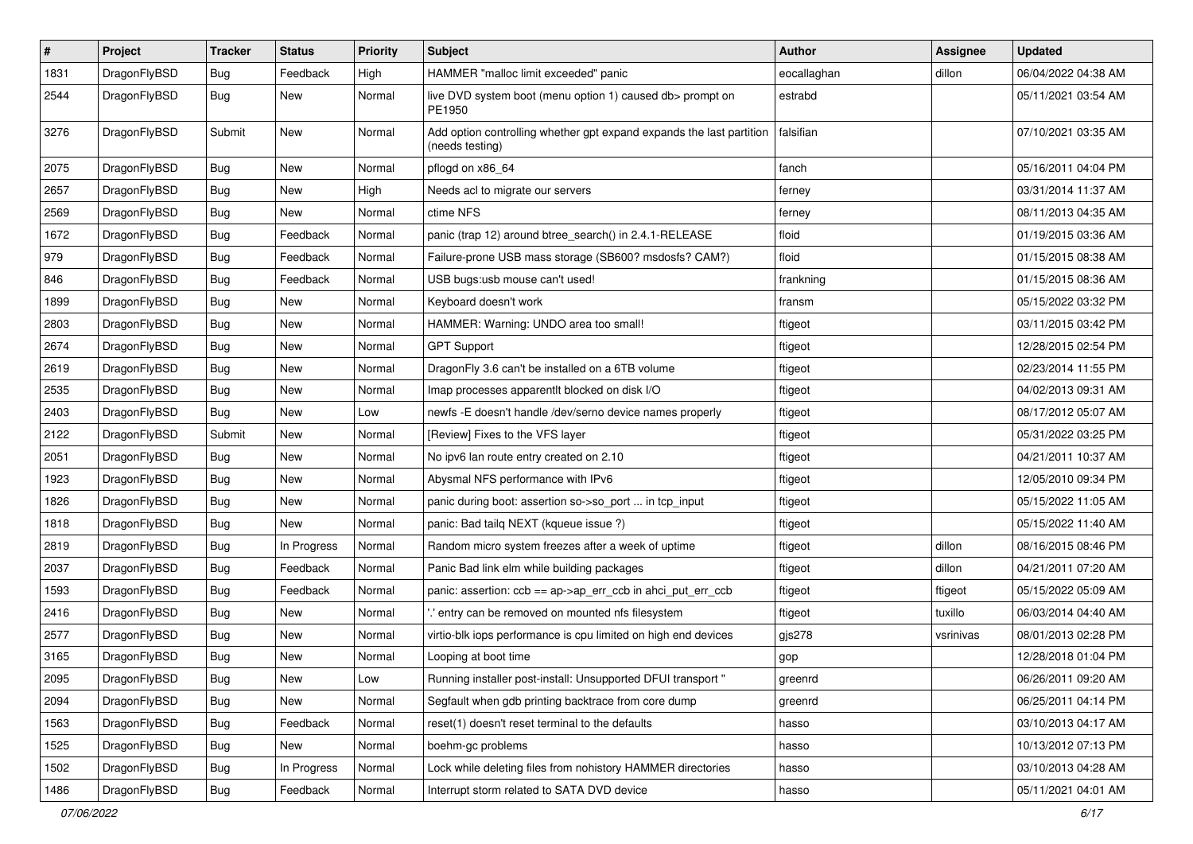| # | Project | Tracker | Status | Priority | Subject | Author | Assignee | Updated |
|---|---|---|---|---|---|---|---|---|
| 1831 | DragonFlyBSD | Bug | Feedback | High | HAMMER "malloc limit exceeded" panic | eocallaghan | dillon | 06/04/2022 04:38 AM |
| 2544 | DragonFlyBSD | Bug | New | Normal | live DVD system boot (menu option 1) caused db> prompt on PE1950 | estrabd | | 05/11/2021 03:54 AM |
| 3276 | DragonFlyBSD | Submit | New | Normal | Add option controlling whether gpt expand expands the last partition (needs testing) | falsifian | | 07/10/2021 03:35 AM |
| 2075 | DragonFlyBSD | Bug | New | Normal | pflogd on x86_64 | fanch | | 05/16/2011 04:04 PM |
| 2657 | DragonFlyBSD | Bug | New | High | Needs acl to migrate our servers | ferney | | 03/31/2014 11:37 AM |
| 2569 | DragonFlyBSD | Bug | New | Normal | ctime NFS | ferney | | 08/11/2013 04:35 AM |
| 1672 | DragonFlyBSD | Bug | Feedback | Normal | panic (trap 12) around btree_search() in 2.4.1-RELEASE | floid | | 01/19/2015 03:36 AM |
| 979 | DragonFlyBSD | Bug | Feedback | Normal | Failure-prone USB mass storage (SB600? msdosfs? CAM?) | floid | | 01/15/2015 08:38 AM |
| 846 | DragonFlyBSD | Bug | Feedback | Normal | USB bugs:usb mouse can't used! | frankning | | 01/15/2015 08:36 AM |
| 1899 | DragonFlyBSD | Bug | New | Normal | Keyboard doesn't work | fransm | | 05/15/2022 03:32 PM |
| 2803 | DragonFlyBSD | Bug | New | Normal | HAMMER: Warning: UNDO area too small! | ftigeot | | 03/11/2015 03:42 PM |
| 2674 | DragonFlyBSD | Bug | New | Normal | GPT Support | ftigeot | | 12/28/2015 02:54 PM |
| 2619 | DragonFlyBSD | Bug | New | Normal | DragonFly 3.6 can't be installed on a 6TB volume | ftigeot | | 02/23/2014 11:55 PM |
| 2535 | DragonFlyBSD | Bug | New | Normal | Imap processes apparentlt blocked on disk I/O | ftigeot | | 04/02/2013 09:31 AM |
| 2403 | DragonFlyBSD | Bug | New | Low | newfs -E doesn't handle /dev/serno device names properly | ftigeot | | 08/17/2012 05:07 AM |
| 2122 | DragonFlyBSD | Submit | New | Normal | [Review] Fixes to the VFS layer | ftigeot | | 05/31/2022 03:25 PM |
| 2051 | DragonFlyBSD | Bug | New | Normal | No ipv6 lan route entry created on 2.10 | ftigeot | | 04/21/2011 10:37 AM |
| 1923 | DragonFlyBSD | Bug | New | Normal | Abysmal NFS performance with IPv6 | ftigeot | | 12/05/2010 09:34 PM |
| 1826 | DragonFlyBSD | Bug | New | Normal | panic during boot: assertion so->so_port ... in tcp_input | ftigeot | | 05/15/2022 11:05 AM |
| 1818 | DragonFlyBSD | Bug | New | Normal | panic: Bad tailq NEXT (kqueue issue ?) | ftigeot | | 05/15/2022 11:40 AM |
| 2819 | DragonFlyBSD | Bug | In Progress | Normal | Random micro system freezes after a week of uptime | ftigeot | dillon | 08/16/2015 08:46 PM |
| 2037 | DragonFlyBSD | Bug | Feedback | Normal | Panic Bad link elm while building packages | ftigeot | dillon | 04/21/2011 07:20 AM |
| 1593 | DragonFlyBSD | Bug | Feedback | Normal | panic: assertion: ccb == ap->ap_err_ccb in ahci_put_err_ccb | ftigeot | ftigeot | 05/15/2022 05:09 AM |
| 2416 | DragonFlyBSD | Bug | New | Normal | '.' entry can be removed on mounted nfs filesystem | ftigeot | tuxillo | 06/03/2014 04:40 AM |
| 2577 | DragonFlyBSD | Bug | New | Normal | virtio-blk iops performance is cpu limited on high end devices | gjs278 | vsrinivas | 08/01/2013 02:28 PM |
| 3165 | DragonFlyBSD | Bug | New | Normal | Looping at boot time | gop | | 12/28/2018 01:04 PM |
| 2095 | DragonFlyBSD | Bug | New | Low | Running installer post-install: Unsupported DFUI transport " | greenrd | | 06/26/2011 09:20 AM |
| 2094 | DragonFlyBSD | Bug | New | Normal | Segfault when gdb printing backtrace from core dump | greenrd | | 06/25/2011 04:14 PM |
| 1563 | DragonFlyBSD | Bug | Feedback | Normal | reset(1) doesn't reset terminal to the defaults | hasso | | 03/10/2013 04:17 AM |
| 1525 | DragonFlyBSD | Bug | New | Normal | boehm-gc problems | hasso | | 10/13/2012 07:13 PM |
| 1502 | DragonFlyBSD | Bug | In Progress | Normal | Lock while deleting files from nohistory HAMMER directories | hasso | | 03/10/2013 04:28 AM |
| 1486 | DragonFlyBSD | Bug | Feedback | Normal | Interrupt storm related to SATA DVD device | hasso | | 05/11/2021 04:01 AM |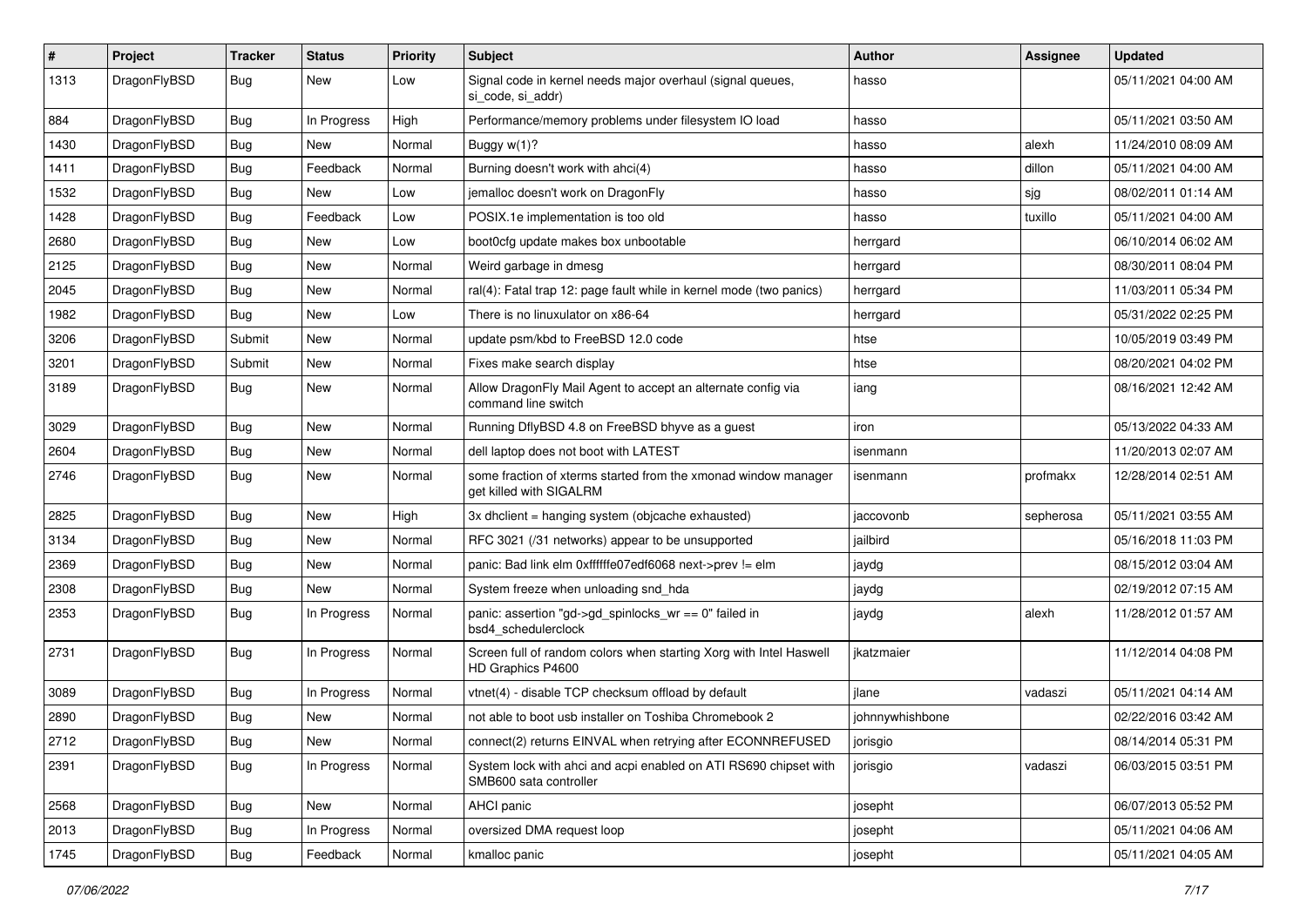| # | Project | Tracker | Status | Priority | Subject | Author | Assignee | Updated |
|---|---|---|---|---|---|---|---|---|
| 1313 | DragonFlyBSD | Bug | New | Low | Signal code in kernel needs major overhaul (signal queues, si_code, si_addr) | hasso | | 05/11/2021 04:00 AM |
| 884 | DragonFlyBSD | Bug | In Progress | High | Performance/memory problems under filesystem IO load | hasso | | 05/11/2021 03:50 AM |
| 1430 | DragonFlyBSD | Bug | New | Normal | Buggy w(1)? | hasso | alexh | 11/24/2010 08:09 AM |
| 1411 | DragonFlyBSD | Bug | Feedback | Normal | Burning doesn't work with ahci(4) | hasso | dillon | 05/11/2021 04:00 AM |
| 1532 | DragonFlyBSD | Bug | New | Low | jemalloc doesn't work on DragonFly | hasso | sjg | 08/02/2011 01:14 AM |
| 1428 | DragonFlyBSD | Bug | Feedback | Low | POSIX.1e implementation is too old | hasso | tuxillo | 05/11/2021 04:00 AM |
| 2680 | DragonFlyBSD | Bug | New | Low | boot0cfg update makes box unbootable | herrgard | | 06/10/2014 06:02 AM |
| 2125 | DragonFlyBSD | Bug | New | Normal | Weird garbage in dmesg | herrgard | | 08/30/2011 08:04 PM |
| 2045 | DragonFlyBSD | Bug | New | Normal | ral(4): Fatal trap 12: page fault while in kernel mode (two panics) | herrgard | | 11/03/2011 05:34 PM |
| 1982 | DragonFlyBSD | Bug | New | Low | There is no linuxulator on x86-64 | herrgard | | 05/31/2022 02:25 PM |
| 3206 | DragonFlyBSD | Submit | New | Normal | update psm/kbd to FreeBSD 12.0 code | htse | | 10/05/2019 03:49 PM |
| 3201 | DragonFlyBSD | Submit | New | Normal | Fixes make search display | htse | | 08/20/2021 04:02 PM |
| 3189 | DragonFlyBSD | Bug | New | Normal | Allow DragonFly Mail Agent to accept an alternate config via command line switch | iang | | 08/16/2021 12:42 AM |
| 3029 | DragonFlyBSD | Bug | New | Normal | Running DflyBSD 4.8 on FreeBSD bhyve as a guest | iron | | 05/13/2022 04:33 AM |
| 2604 | DragonFlyBSD | Bug | New | Normal | dell laptop does not boot with LATEST | isenmann | | 11/20/2013 02:07 AM |
| 2746 | DragonFlyBSD | Bug | New | Normal | some fraction of xterms started from the xmonad window manager get killed with SIGALRM | isenmann | profmakx | 12/28/2014 02:51 AM |
| 2825 | DragonFlyBSD | Bug | New | High | 3x dhclient = hanging system (objcache exhausted) | jaccovonb | sepherosa | 05/11/2021 03:55 AM |
| 3134 | DragonFlyBSD | Bug | New | Normal | RFC 3021 (/31 networks) appear to be unsupported | jailbird | | 05/16/2018 11:03 PM |
| 2369 | DragonFlyBSD | Bug | New | Normal | panic: Bad link elm 0xffffffe07edf6068 next->prev != elm | jaydg | | 08/15/2012 03:04 AM |
| 2308 | DragonFlyBSD | Bug | New | Normal | System freeze when unloading snd_hda | jaydg | | 02/19/2012 07:15 AM |
| 2353 | DragonFlyBSD | Bug | In Progress | Normal | panic: assertion "gd->gd_spinlocks_wr == 0" failed in bsd4_schedulerclock | jaydg | alexh | 11/28/2012 01:57 AM |
| 2731 | DragonFlyBSD | Bug | In Progress | Normal | Screen full of random colors when starting Xorg with Intel Haswell HD Graphics P4600 | jkatzmaier | | 11/12/2014 04:08 PM |
| 3089 | DragonFlyBSD | Bug | In Progress | Normal | vtnet(4) - disable TCP checksum offload by default | jlane | vadaszi | 05/11/2021 04:14 AM |
| 2890 | DragonFlyBSD | Bug | New | Normal | not able to boot usb installer on Toshiba Chromebook 2 | johnnywhishbone | | 02/22/2016 03:42 AM |
| 2712 | DragonFlyBSD | Bug | New | Normal | connect(2) returns EINVAL when retrying after ECONNREFUSED | jorisgio | | 08/14/2014 05:31 PM |
| 2391 | DragonFlyBSD | Bug | In Progress | Normal | System lock with ahci and acpi enabled on ATI RS690 chipset with SMB600 sata controller | jorisgio | vadaszi | 06/03/2015 03:51 PM |
| 2568 | DragonFlyBSD | Bug | New | Normal | AHCI panic | josepht | | 06/07/2013 05:52 PM |
| 2013 | DragonFlyBSD | Bug | In Progress | Normal | oversized DMA request loop | josepht | | 05/11/2021 04:06 AM |
| 1745 | DragonFlyBSD | Bug | Feedback | Normal | kmalloc panic | josepht | | 05/11/2021 04:05 AM |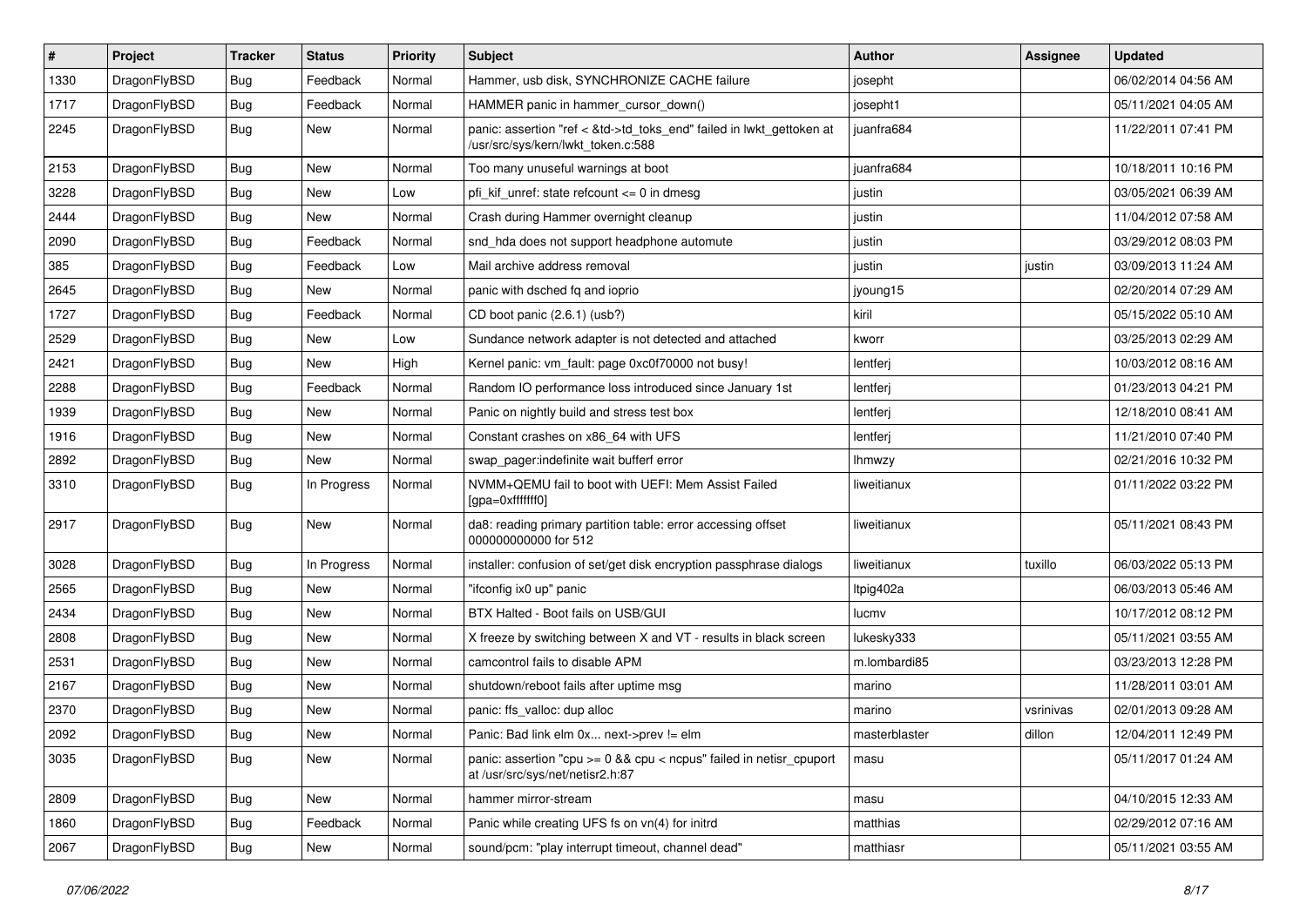| # | Project | Tracker | Status | Priority | Subject | Author | Assignee | Updated |
|---|---|---|---|---|---|---|---|---|
| 1330 | DragonFlyBSD | Bug | Feedback | Normal | Hammer, usb disk, SYNCHRONIZE CACHE failure | josepht | | 06/02/2014 04:56 AM |
| 1717 | DragonFlyBSD | Bug | Feedback | Normal | HAMMER panic in hammer_cursor_down() | josepht1 | | 05/11/2021 04:05 AM |
| 2245 | DragonFlyBSD | Bug | New | Normal | panic: assertion "ref < &td->td_toks_end" failed in lwkt_gettoken at /usr/src/sys/kern/lwkt_token.c:588 | juanfra684 | | 11/22/2011 07:41 PM |
| 2153 | DragonFlyBSD | Bug | New | Normal | Too many unuseful warnings at boot | juanfra684 | | 10/18/2011 10:16 PM |
| 3228 | DragonFlyBSD | Bug | New | Low | pfi_kif_unref: state refcount <= 0 in dmesg | justin | | 03/05/2021 06:39 AM |
| 2444 | DragonFlyBSD | Bug | New | Normal | Crash during Hammer overnight cleanup | justin | | 11/04/2012 07:58 AM |
| 2090 | DragonFlyBSD | Bug | Feedback | Normal | snd_hda does not support headphone automute | justin | | 03/29/2012 08:03 PM |
| 385 | DragonFlyBSD | Bug | Feedback | Low | Mail archive address removal | justin | justin | 03/09/2013 11:24 AM |
| 2645 | DragonFlyBSD | Bug | New | Normal | panic with dsched fq and ioprio | jyoung15 | | 02/20/2014 07:29 AM |
| 1727 | DragonFlyBSD | Bug | Feedback | Normal | CD boot panic (2.6.1) (usb?) | kiril | | 05/15/2022 05:10 AM |
| 2529 | DragonFlyBSD | Bug | New | Low | Sundance network adapter is not detected and attached | kworr | | 03/25/2013 02:29 AM |
| 2421 | DragonFlyBSD | Bug | New | High | Kernel panic: vm_fault: page 0xc0f70000 not busy! | lentferj | | 10/03/2012 08:16 AM |
| 2288 | DragonFlyBSD | Bug | Feedback | Normal | Random IO performance loss introduced since January 1st | lentferj | | 01/23/2013 04:21 PM |
| 1939 | DragonFlyBSD | Bug | New | Normal | Panic on nightly build and stress test box | lentferj | | 12/18/2010 08:41 AM |
| 1916 | DragonFlyBSD | Bug | New | Normal | Constant crashes on x86_64 with UFS | lentferj | | 11/21/2010 07:40 PM |
| 2892 | DragonFlyBSD | Bug | New | Normal | swap_pager:indefinite wait bufferf error | lhmwzy | | 02/21/2016 10:32 PM |
| 3310 | DragonFlyBSD | Bug | In Progress | Normal | NVMM+QEMU fail to boot with UEFI: Mem Assist Failed [gpa=0xfffffff0] | liweitianux | | 01/11/2022 03:22 PM |
| 2917 | DragonFlyBSD | Bug | New | Normal | da8: reading primary partition table: error accessing offset 000000000000 for 512 | liweitianux | | 05/11/2021 08:43 PM |
| 3028 | DragonFlyBSD | Bug | In Progress | Normal | installer: confusion of set/get disk encryption passphrase dialogs | liweitianux | tuxillo | 06/03/2022 05:13 PM |
| 2565 | DragonFlyBSD | Bug | New | Normal | "ifconfig ix0 up" panic | ltpig402a | | 06/03/2013 05:46 AM |
| 2434 | DragonFlyBSD | Bug | New | Normal | BTX Halted - Boot fails on USB/GUI | lucmv | | 10/17/2012 08:12 PM |
| 2808 | DragonFlyBSD | Bug | New | Normal | X freeze by switching between X and VT - results in black screen | lukesky333 | | 05/11/2021 03:55 AM |
| 2531 | DragonFlyBSD | Bug | New | Normal | camcontrol fails to disable APM | m.lombardi85 | | 03/23/2013 12:28 PM |
| 2167 | DragonFlyBSD | Bug | New | Normal | shutdown/reboot fails after uptime msg | marino | | 11/28/2011 03:01 AM |
| 2370 | DragonFlyBSD | Bug | New | Normal | panic: ffs_valloc: dup alloc | marino | vsrinivas | 02/01/2013 09:28 AM |
| 2092 | DragonFlyBSD | Bug | New | Normal | Panic: Bad link elm 0x... next->prev != elm | masterblaster | dillon | 12/04/2011 12:49 PM |
| 3035 | DragonFlyBSD | Bug | New | Normal | panic: assertion "cpu >= 0 && cpu < ncpus" failed in netisr_cpuport at /usr/src/sys/net/netisr2.h:87 | masu | | 05/11/2017 01:24 AM |
| 2809 | DragonFlyBSD | Bug | New | Normal | hammer mirror-stream | masu | | 04/10/2015 12:33 AM |
| 1860 | DragonFlyBSD | Bug | Feedback | Normal | Panic while creating UFS fs on vn(4) for initrd | matthias | | 02/29/2012 07:16 AM |
| 2067 | DragonFlyBSD | Bug | New | Normal | sound/pcm: "play interrupt timeout, channel dead" | matthiasr | | 05/11/2021 03:55 AM |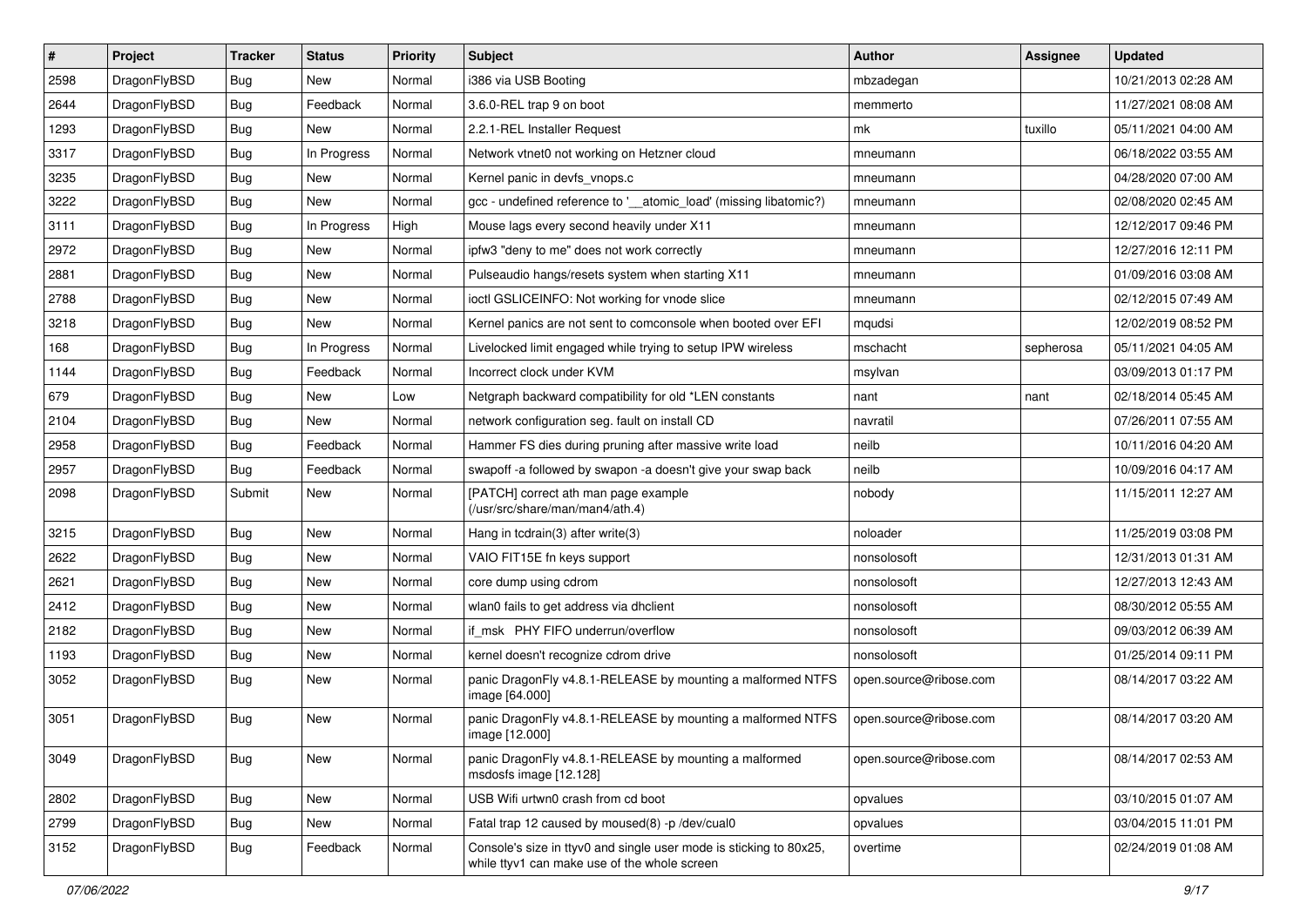| # | Project | Tracker | Status | Priority | Subject | Author | Assignee | Updated |
|---|---|---|---|---|---|---|---|---|
| 2598 | DragonFlyBSD | Bug | New | Normal | i386 via USB Booting | mbzadegan | | 10/21/2013 02:28 AM |
| 2644 | DragonFlyBSD | Bug | Feedback | Normal | 3.6.0-REL trap 9 on boot | memmerto | | 11/27/2021 08:08 AM |
| 1293 | DragonFlyBSD | Bug | New | Normal | 2.2.1-REL Installer Request | mk | tuxillo | 05/11/2021 04:00 AM |
| 3317 | DragonFlyBSD | Bug | In Progress | Normal | Network vtnet0 not working on Hetzner cloud | mneumann | | 06/18/2022 03:55 AM |
| 3235 | DragonFlyBSD | Bug | New | Normal | Kernel panic in devfs_vnops.c | mneumann | | 04/28/2020 07:00 AM |
| 3222 | DragonFlyBSD | Bug | New | Normal | gcc - undefined reference to '__atomic_load' (missing libatomic?) | mneumann | | 02/08/2020 02:45 AM |
| 3111 | DragonFlyBSD | Bug | In Progress | High | Mouse lags every second heavily under X11 | mneumann | | 12/12/2017 09:46 PM |
| 2972 | DragonFlyBSD | Bug | New | Normal | ipfw3 "deny to me" does not work correctly | mneumann | | 12/27/2016 12:11 PM |
| 2881 | DragonFlyBSD | Bug | New | Normal | Pulseaudio hangs/resets system when starting X11 | mneumann | | 01/09/2016 03:08 AM |
| 2788 | DragonFlyBSD | Bug | New | Normal | ioctl GSLICEINFO: Not working for vnode slice | mneumann | | 02/12/2015 07:49 AM |
| 3218 | DragonFlyBSD | Bug | New | Normal | Kernel panics are not sent to comconsole when booted over EFI | mqudsi | | 12/02/2019 08:52 PM |
| 168 | DragonFlyBSD | Bug | In Progress | Normal | Livelocked limit engaged while trying to setup IPW wireless | mschacht | sepherosa | 05/11/2021 04:05 AM |
| 1144 | DragonFlyBSD | Bug | Feedback | Normal | Incorrect clock under KVM | msylvan | | 03/09/2013 01:17 PM |
| 679 | DragonFlyBSD | Bug | New | Low | Netgraph backward compatibility for old *LEN constants | nant | nant | 02/18/2014 05:45 AM |
| 2104 | DragonFlyBSD | Bug | New | Normal | network configuration seg. fault on install CD | navratil | | 07/26/2011 07:55 AM |
| 2958 | DragonFlyBSD | Bug | Feedback | Normal | Hammer FS dies during pruning after massive write load | neilb | | 10/11/2016 04:20 AM |
| 2957 | DragonFlyBSD | Bug | Feedback | Normal | swapoff -a followed by swapon -a doesn't give your swap back | neilb | | 10/09/2016 04:17 AM |
| 2098 | DragonFlyBSD | Submit | New | Normal | [PATCH] correct ath man page example (/usr/src/share/man/man4/ath.4) | nobody | | 11/15/2011 12:27 AM |
| 3215 | DragonFlyBSD | Bug | New | Normal | Hang in tcdrain(3) after write(3) | noloader | | 11/25/2019 03:08 PM |
| 2622 | DragonFlyBSD | Bug | New | Normal | VAIO FIT15E fn keys support | nonsolosoft | | 12/31/2013 01:31 AM |
| 2621 | DragonFlyBSD | Bug | New | Normal | core dump using cdrom | nonsolosoft | | 12/27/2013 12:43 AM |
| 2412 | DragonFlyBSD | Bug | New | Normal | wlan0 fails to get address via dhclient | nonsolosoft | | 08/30/2012 05:55 AM |
| 2182 | DragonFlyBSD | Bug | New | Normal | if_msk PHY FIFO underrun/overflow | nonsolosoft | | 09/03/2012 06:39 AM |
| 1193 | DragonFlyBSD | Bug | New | Normal | kernel doesn't recognize cdrom drive | nonsolosoft | | 01/25/2014 09:11 PM |
| 3052 | DragonFlyBSD | Bug | New | Normal | panic DragonFly v4.8.1-RELEASE by mounting a malformed NTFS image [64.000] | open.source@ribose.com | | 08/14/2017 03:22 AM |
| 3051 | DragonFlyBSD | Bug | New | Normal | panic DragonFly v4.8.1-RELEASE by mounting a malformed NTFS image [12.000] | open.source@ribose.com | | 08/14/2017 03:20 AM |
| 3049 | DragonFlyBSD | Bug | New | Normal | panic DragonFly v4.8.1-RELEASE by mounting a malformed msdosfs image [12.128] | open.source@ribose.com | | 08/14/2017 02:53 AM |
| 2802 | DragonFlyBSD | Bug | New | Normal | USB Wifi urtwn0 crash from cd boot | opvalues | | 03/10/2015 01:07 AM |
| 2799 | DragonFlyBSD | Bug | New | Normal | Fatal trap 12 caused by moused(8) -p /dev/cual0 | opvalues | | 03/04/2015 11:01 PM |
| 3152 | DragonFlyBSD | Bug | Feedback | Normal | Console's size in ttyv0 and single user mode is sticking to 80x25, while ttyv1 can make use of the whole screen | overtime | | 02/24/2019 01:08 AM |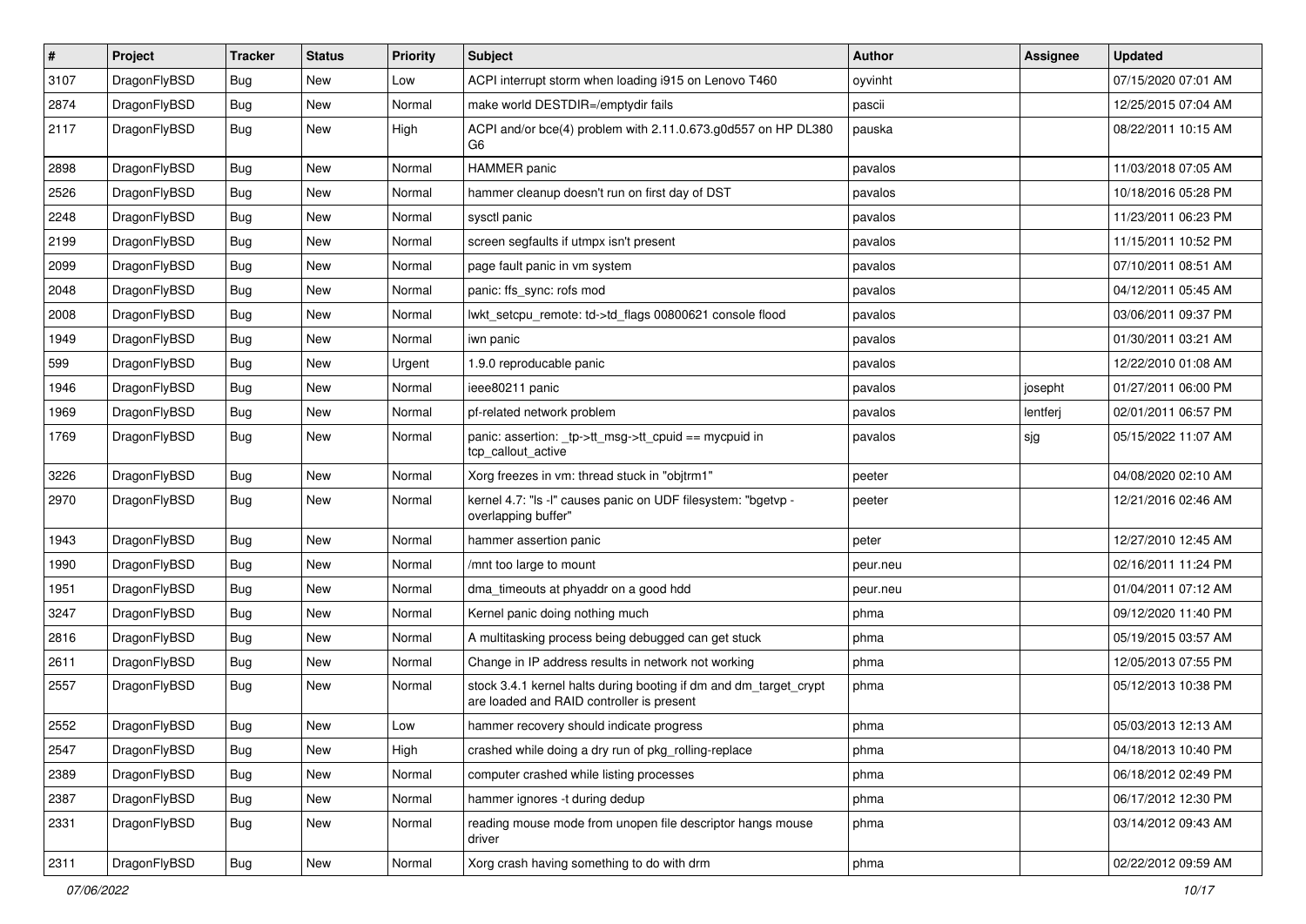| # | Project | Tracker | Status | Priority | Subject | Author | Assignee | Updated |
|---|---|---|---|---|---|---|---|---|
| 3107 | DragonFlyBSD | Bug | New | Low | ACPI interrupt storm when loading i915 on Lenovo T460 | oyvinht | | 07/15/2020 07:01 AM |
| 2874 | DragonFlyBSD | Bug | New | Normal | make world DESTDIR=/emptydir fails | pascii | | 12/25/2015 07:04 AM |
| 2117 | DragonFlyBSD | Bug | New | High | ACPI and/or bce(4) problem with 2.11.0.673.g0d557 on HP DL380 G6 | pauska | | 08/22/2011 10:15 AM |
| 2898 | DragonFlyBSD | Bug | New | Normal | HAMMER panic | pavalos | | 11/03/2018 07:05 AM |
| 2526 | DragonFlyBSD | Bug | New | Normal | hammer cleanup doesn't run on first day of DST | pavalos | | 10/18/2016 05:28 PM |
| 2248 | DragonFlyBSD | Bug | New | Normal | sysctl panic | pavalos | | 11/23/2011 06:23 PM |
| 2199 | DragonFlyBSD | Bug | New | Normal | screen segfaults if utmpx isn't present | pavalos | | 11/15/2011 10:52 PM |
| 2099 | DragonFlyBSD | Bug | New | Normal | page fault panic in vm system | pavalos | | 07/10/2011 08:51 AM |
| 2048 | DragonFlyBSD | Bug | New | Normal | panic: ffs_sync: rofs mod | pavalos | | 04/12/2011 05:45 AM |
| 2008 | DragonFlyBSD | Bug | New | Normal | lwkt_setcpu_remote: td->td_flags 00800621 console flood | pavalos | | 03/06/2011 09:37 PM |
| 1949 | DragonFlyBSD | Bug | New | Normal | iwn panic | pavalos | | 01/30/2011 03:21 AM |
| 599 | DragonFlyBSD | Bug | New | Urgent | 1.9.0 reproducable panic | pavalos | | 12/22/2010 01:08 AM |
| 1946 | DragonFlyBSD | Bug | New | Normal | ieee80211 panic | pavalos | josepht | 01/27/2011 06:00 PM |
| 1969 | DragonFlyBSD | Bug | New | Normal | pf-related network problem | pavalos | lentferj | 02/01/2011 06:57 PM |
| 1769 | DragonFlyBSD | Bug | New | Normal | panic: assertion: _tp->tt_msg->tt_cpuid == mycpuid in tcp_callout_active | pavalos | sjg | 05/15/2022 11:07 AM |
| 3226 | DragonFlyBSD | Bug | New | Normal | Xorg freezes in vm: thread stuck in "objtrm1" | peeter | | 04/08/2020 02:10 AM |
| 2970 | DragonFlyBSD | Bug | New | Normal | kernel 4.7: "ls -l" causes panic on UDF filesystem: "bgetvp - overlapping buffer" | peeter | | 12/21/2016 02:46 AM |
| 1943 | DragonFlyBSD | Bug | New | Normal | hammer assertion panic | peter | | 12/27/2010 12:45 AM |
| 1990 | DragonFlyBSD | Bug | New | Normal | /mnt too large to mount | peur.neu | | 02/16/2011 11:24 PM |
| 1951 | DragonFlyBSD | Bug | New | Normal | dma_timeouts at phyaddr on a good hdd | peur.neu | | 01/04/2011 07:12 AM |
| 3247 | DragonFlyBSD | Bug | New | Normal | Kernel panic doing nothing much | phma | | 09/12/2020 11:40 PM |
| 2816 | DragonFlyBSD | Bug | New | Normal | A multitasking process being debugged can get stuck | phma | | 05/19/2015 03:57 AM |
| 2611 | DragonFlyBSD | Bug | New | Normal | Change in IP address results in network not working | phma | | 12/05/2013 07:55 PM |
| 2557 | DragonFlyBSD | Bug | New | Normal | stock 3.4.1 kernel halts during booting if dm and dm_target_crypt are loaded and RAID controller is present | phma | | 05/12/2013 10:38 PM |
| 2552 | DragonFlyBSD | Bug | New | Low | hammer recovery should indicate progress | phma | | 05/03/2013 12:13 AM |
| 2547 | DragonFlyBSD | Bug | New | High | crashed while doing a dry run of pkg_rolling-replace | phma | | 04/18/2013 10:40 PM |
| 2389 | DragonFlyBSD | Bug | New | Normal | computer crashed while listing processes | phma | | 06/18/2012 02:49 PM |
| 2387 | DragonFlyBSD | Bug | New | Normal | hammer ignores -t during dedup | phma | | 06/17/2012 12:30 PM |
| 2331 | DragonFlyBSD | Bug | New | Normal | reading mouse mode from unopen file descriptor hangs mouse driver | phma | | 03/14/2012 09:43 AM |
| 2311 | DragonFlyBSD | Bug | New | Normal | Xorg crash having something to do with drm | phma | | 02/22/2012 09:59 AM |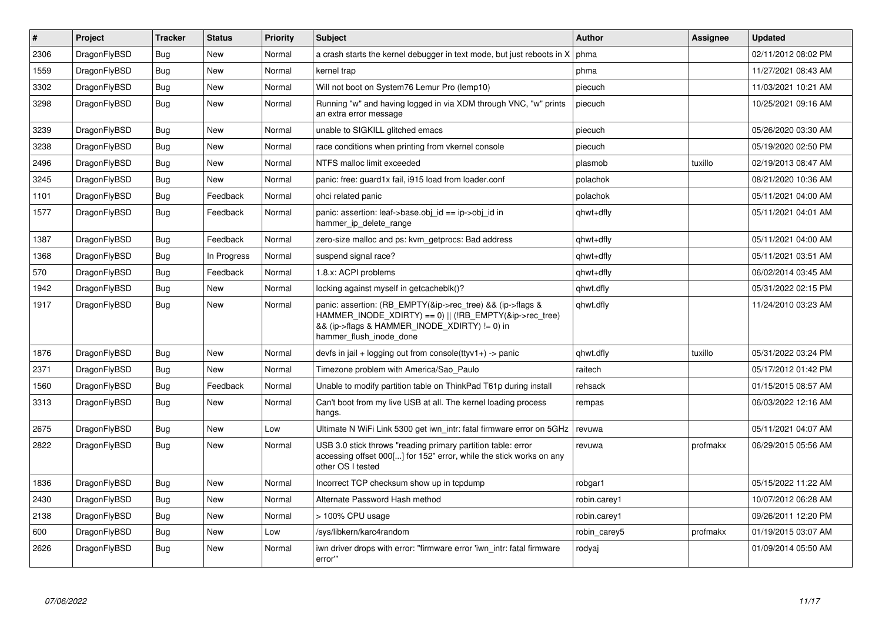| # | Project | Tracker | Status | Priority | Subject | Author | Assignee | Updated |
|---|---|---|---|---|---|---|---|---|
| 2306 | DragonFlyBSD | Bug | New | Normal | a crash starts the kernel debugger in text mode, but just reboots in X | phma | | 02/11/2012 08:02 PM |
| 1559 | DragonFlyBSD | Bug | New | Normal | kernel trap | phma | | 11/27/2021 08:43 AM |
| 3302 | DragonFlyBSD | Bug | New | Normal | Will not boot on System76 Lemur Pro (lemp10) | piecuch | | 11/03/2021 10:21 AM |
| 3298 | DragonFlyBSD | Bug | New | Normal | Running "w" and having logged in via XDM through VNC, "w" prints an extra error message | piecuch | | 10/25/2021 09:16 AM |
| 3239 | DragonFlyBSD | Bug | New | Normal | unable to SIGKILL glitched emacs | piecuch | | 05/26/2020 03:30 AM |
| 3238 | DragonFlyBSD | Bug | New | Normal | race conditions when printing from vkernel console | piecuch | | 05/19/2020 02:50 PM |
| 2496 | DragonFlyBSD | Bug | New | Normal | NTFS malloc limit exceeded | plasmob | tuxillo | 02/19/2013 08:47 AM |
| 3245 | DragonFlyBSD | Bug | New | Normal | panic: free: guard1x fail, i915 load from loader.conf | polachok | | 08/21/2020 10:36 AM |
| 1101 | DragonFlyBSD | Bug | Feedback | Normal | ohci related panic | polachok | | 05/11/2021 04:00 AM |
| 1577 | DragonFlyBSD | Bug | Feedback | Normal | panic: assertion: leaf->base.obj_id == ip->obj_id in hammer_ip_delete_range | qhwt+dfly | | 05/11/2021 04:01 AM |
| 1387 | DragonFlyBSD | Bug | Feedback | Normal | zero-size malloc and ps: kvm_getprocs: Bad address | qhwt+dfly | | 05/11/2021 04:00 AM |
| 1368 | DragonFlyBSD | Bug | In Progress | Normal | suspend signal race? | qhwt+dfly | | 05/11/2021 03:51 AM |
| 570 | DragonFlyBSD | Bug | Feedback | Normal | 1.8.x: ACPI problems | qhwt+dfly | | 06/02/2014 03:45 AM |
| 1942 | DragonFlyBSD | Bug | New | Normal | locking against myself in getcacheblk()? | qhwt.dfly | | 05/31/2022 02:15 PM |
| 1917 | DragonFlyBSD | Bug | New | Normal | panic: assertion: (RB_EMPTY(&ip->rec_tree) && (ip->flags & HAMMER_INODE_XDIRTY) == 0) \|\| (!RB_EMPTY(&ip->rec_tree) && (ip->flags & HAMMER_INODE_XDIRTY) != 0) in hammer_flush_inode_done | qhwt.dfly | | 11/24/2010 03:23 AM |
| 1876 | DragonFlyBSD | Bug | New | Normal | devfs in jail + logging out from console(ttyv1+) -> panic | qhwt.dfly | tuxillo | 05/31/2022 03:24 PM |
| 2371 | DragonFlyBSD | Bug | New | Normal | Timezone problem with America/Sao_Paulo | raitech | | 05/17/2012 01:42 PM |
| 1560 | DragonFlyBSD | Bug | Feedback | Normal | Unable to modify partition table on ThinkPad T61p during install | rehsack | | 01/15/2015 08:57 AM |
| 3313 | DragonFlyBSD | Bug | New | Normal | Can't boot from my live USB at all. The kernel loading process hangs. | rempas | | 06/03/2022 12:16 AM |
| 2675 | DragonFlyBSD | Bug | New | Low | Ultimate N WiFi Link 5300 get iwn_intr: fatal firmware error on 5GHz | revuwa | | 05/11/2021 04:07 AM |
| 2822 | DragonFlyBSD | Bug | New | Normal | USB 3.0 stick throws "reading primary partition table: error accessing offset 000[...] for 152" error, while the stick works on any other OS I tested | revuwa | profmakx | 06/29/2015 05:56 AM |
| 1836 | DragonFlyBSD | Bug | New | Normal | Incorrect TCP checksum show up in tcpdump | robgar1 | | 05/15/2022 11:22 AM |
| 2430 | DragonFlyBSD | Bug | New | Normal | Alternate Password Hash method | robin.carey1 | | 10/07/2012 06:28 AM |
| 2138 | DragonFlyBSD | Bug | New | Normal | > 100% CPU usage | robin.carey1 | | 09/26/2011 12:20 PM |
| 600 | DragonFlyBSD | Bug | New | Low | /sys/libkern/karc4random | robin_carey5 | profmakx | 01/19/2015 03:07 AM |
| 2626 | DragonFlyBSD | Bug | New | Normal | iwn driver drops with error: "firmware error 'iwn_intr: fatal firmware error'" | rodyaj | | 01/09/2014 05:50 AM |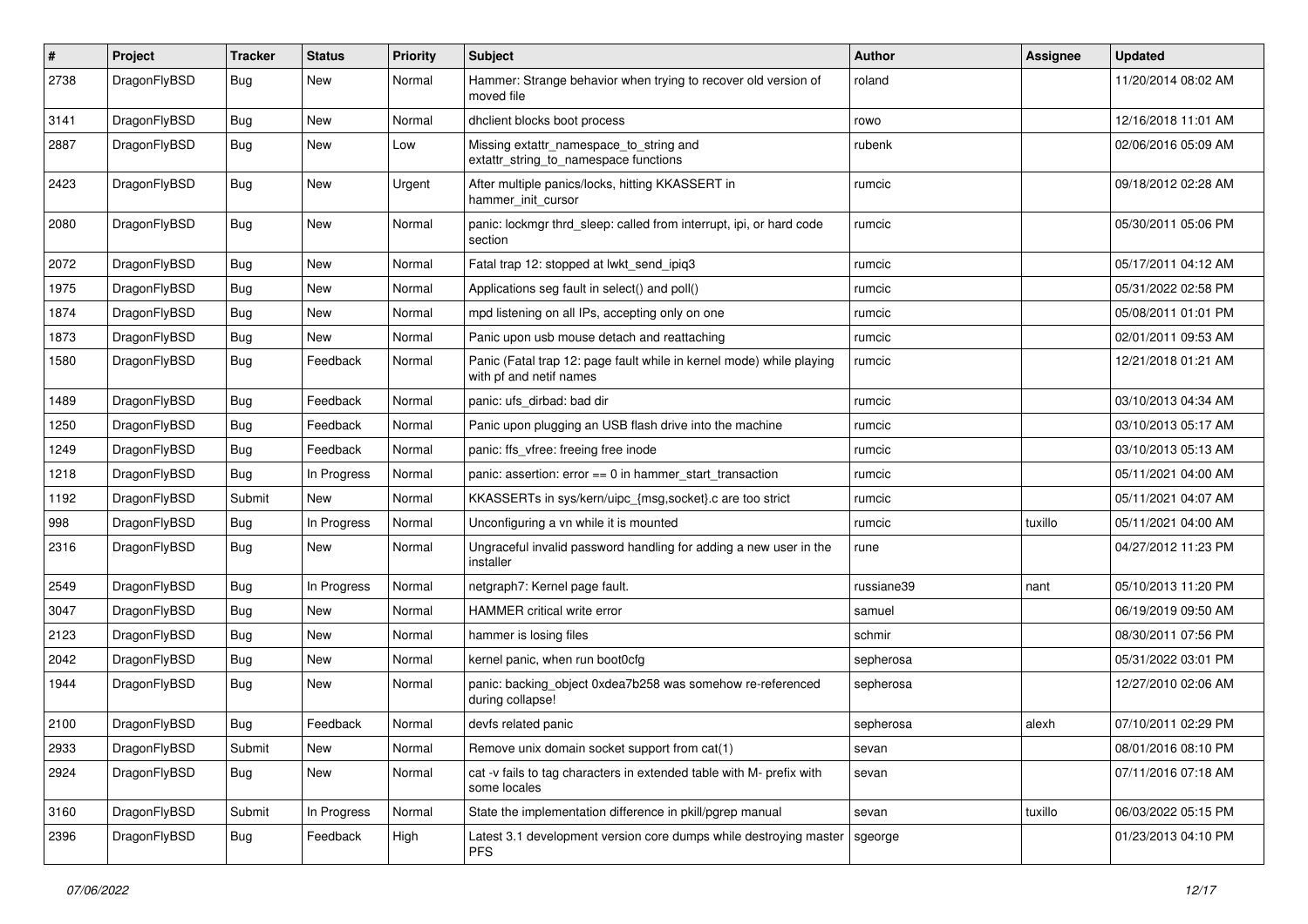| # | Project | Tracker | Status | Priority | Subject | Author | Assignee | Updated |
|---|---|---|---|---|---|---|---|---|
| 2738 | DragonFlyBSD | Bug | New | Normal | Hammer: Strange behavior when trying to recover old version of moved file | roland | | 11/20/2014 08:02 AM |
| 3141 | DragonFlyBSD | Bug | New | Normal | dhclient blocks boot process | rowo | | 12/16/2018 11:01 AM |
| 2887 | DragonFlyBSD | Bug | New | Low | Missing extattr_namespace_to_string and extattr_string_to_namespace functions | rubenk | | 02/06/2016 05:09 AM |
| 2423 | DragonFlyBSD | Bug | New | Urgent | After multiple panics/locks, hitting KKASSERT in hammer_init_cursor | rumcic | | 09/18/2012 02:28 AM |
| 2080 | DragonFlyBSD | Bug | New | Normal | panic: lockmgr thrd_sleep: called from interrupt, ipi, or hard code section | rumcic | | 05/30/2011 05:06 PM |
| 2072 | DragonFlyBSD | Bug | New | Normal | Fatal trap 12: stopped at lwkt_send_ipiq3 | rumcic | | 05/17/2011 04:12 AM |
| 1975 | DragonFlyBSD | Bug | New | Normal | Applications seg fault in select() and poll() | rumcic | | 05/31/2022 02:58 PM |
| 1874 | DragonFlyBSD | Bug | New | Normal | mpd listening on all IPs, accepting only on one | rumcic | | 05/08/2011 01:01 PM |
| 1873 | DragonFlyBSD | Bug | New | Normal | Panic upon usb mouse detach and reattaching | rumcic | | 02/01/2011 09:53 AM |
| 1580 | DragonFlyBSD | Bug | Feedback | Normal | Panic (Fatal trap 12: page fault while in kernel mode) while playing with pf and netif names | rumcic | | 12/21/2018 01:21 AM |
| 1489 | DragonFlyBSD | Bug | Feedback | Normal | panic: ufs_dirbad: bad dir | rumcic | | 03/10/2013 04:34 AM |
| 1250 | DragonFlyBSD | Bug | Feedback | Normal | Panic upon plugging an USB flash drive into the machine | rumcic | | 03/10/2013 05:17 AM |
| 1249 | DragonFlyBSD | Bug | Feedback | Normal | panic: ffs_vfree: freeing free inode | rumcic | | 03/10/2013 05:13 AM |
| 1218 | DragonFlyBSD | Bug | In Progress | Normal | panic: assertion: error == 0 in hammer_start_transaction | rumcic | | 05/11/2021 04:00 AM |
| 1192 | DragonFlyBSD | Submit | New | Normal | KKASSERTs in sys/kern/uipc_{msg,socket}.c are too strict | rumcic | | 05/11/2021 04:07 AM |
| 998 | DragonFlyBSD | Bug | In Progress | Normal | Unconfiguring a vn while it is mounted | rumcic | tuxillo | 05/11/2021 04:00 AM |
| 2316 | DragonFlyBSD | Bug | New | Normal | Ungraceful invalid password handling for adding a new user in the installer | rune | | 04/27/2012 11:23 PM |
| 2549 | DragonFlyBSD | Bug | In Progress | Normal | netgraph7: Kernel page fault. | russiane39 | nant | 05/10/2013 11:20 PM |
| 3047 | DragonFlyBSD | Bug | New | Normal | HAMMER critical write error | samuel | | 06/19/2019 09:50 AM |
| 2123 | DragonFlyBSD | Bug | New | Normal | hammer is losing files | schmir | | 08/30/2011 07:56 PM |
| 2042 | DragonFlyBSD | Bug | New | Normal | kernel panic, when run boot0cfg | sepherosa | | 05/31/2022 03:01 PM |
| 1944 | DragonFlyBSD | Bug | New | Normal | panic: backing_object 0xdea7b258 was somehow re-referenced during collapse! | sepherosa | | 12/27/2010 02:06 AM |
| 2100 | DragonFlyBSD | Bug | Feedback | Normal | devfs related panic | sepherosa | alexh | 07/10/2011 02:29 PM |
| 2933 | DragonFlyBSD | Submit | New | Normal | Remove unix domain socket support from cat(1) | sevan | | 08/01/2016 08:10 PM |
| 2924 | DragonFlyBSD | Bug | New | Normal | cat -v fails to tag characters in extended table with M- prefix with some locales | sevan | | 07/11/2016 07:18 AM |
| 3160 | DragonFlyBSD | Submit | In Progress | Normal | State the implementation difference in pkill/pgrep manual | sevan | tuxillo | 06/03/2022 05:15 PM |
| 2396 | DragonFlyBSD | Bug | Feedback | High | Latest 3.1 development version core dumps while destroying master PFS | sgeorge | | 01/23/2013 04:10 PM |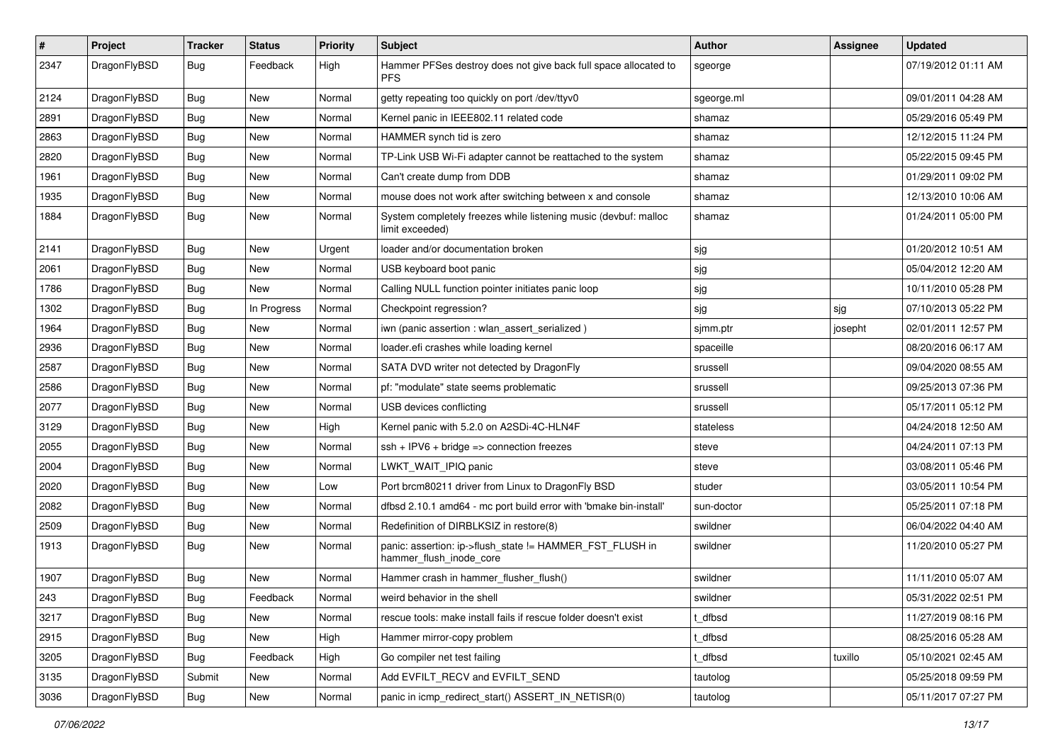| # | Project | Tracker | Status | Priority | Subject | Author | Assignee | Updated |
|---|---|---|---|---|---|---|---|---|
| 2347 | DragonFlyBSD | Bug | Feedback | High | Hammer PFSes destroy does not give back full space allocated to PFS | sgeorge | | 07/19/2012 01:11 AM |
| 2124 | DragonFlyBSD | Bug | New | Normal | getty repeating too quickly on port /dev/ttyv0 | sgeorge.ml | | 09/01/2011 04:28 AM |
| 2891 | DragonFlyBSD | Bug | New | Normal | Kernel panic in IEEE802.11 related code | shamaz | | 05/29/2016 05:49 PM |
| 2863 | DragonFlyBSD | Bug | New | Normal | HAMMER synch tid is zero | shamaz | | 12/12/2015 11:24 PM |
| 2820 | DragonFlyBSD | Bug | New | Normal | TP-Link USB Wi-Fi adapter cannot be reattached to the system | shamaz | | 05/22/2015 09:45 PM |
| 1961 | DragonFlyBSD | Bug | New | Normal | Can't create dump from DDB | shamaz | | 01/29/2011 09:02 PM |
| 1935 | DragonFlyBSD | Bug | New | Normal | mouse does not work after switching between x and console | shamaz | | 12/13/2010 10:06 AM |
| 1884 | DragonFlyBSD | Bug | New | Normal | System completely freezes while listening music (devbuf: malloc limit exceeded) | shamaz | | 01/24/2011 05:00 PM |
| 2141 | DragonFlyBSD | Bug | New | Urgent | loader and/or documentation broken | sjg | | 01/20/2012 10:51 AM |
| 2061 | DragonFlyBSD | Bug | New | Normal | USB keyboard boot panic | sjg | | 05/04/2012 12:20 AM |
| 1786 | DragonFlyBSD | Bug | New | Normal | Calling NULL function pointer initiates panic loop | sjg | | 10/11/2010 05:28 PM |
| 1302 | DragonFlyBSD | Bug | In Progress | Normal | Checkpoint regression? | sjg | sjg | 07/10/2013 05:22 PM |
| 1964 | DragonFlyBSD | Bug | New | Normal | iwn (panic assertion : wlan_assert_serialized ) | sjmm.ptr | josepht | 02/01/2011 12:57 PM |
| 2936 | DragonFlyBSD | Bug | New | Normal | loader.efi crashes while loading kernel | spaceille | | 08/20/2016 06:17 AM |
| 2587 | DragonFlyBSD | Bug | New | Normal | SATA DVD writer not detected by DragonFly | srussell | | 09/04/2020 08:55 AM |
| 2586 | DragonFlyBSD | Bug | New | Normal | pf: "modulate" state seems problematic | srussell | | 09/25/2013 07:36 PM |
| 2077 | DragonFlyBSD | Bug | New | Normal | USB devices conflicting | srussell | | 05/17/2011 05:12 PM |
| 3129 | DragonFlyBSD | Bug | New | High | Kernel panic with 5.2.0 on A2SDi-4C-HLN4F | stateless | | 04/24/2018 12:50 AM |
| 2055 | DragonFlyBSD | Bug | New | Normal | ssh + IPV6 + bridge => connection freezes | steve | | 04/24/2011 07:13 PM |
| 2004 | DragonFlyBSD | Bug | New | Normal | LWKT_WAIT_IPIQ panic | steve | | 03/08/2011 05:46 PM |
| 2020 | DragonFlyBSD | Bug | New | Low | Port brcm80211 driver from Linux to DragonFly BSD | studer | | 03/05/2011 10:54 PM |
| 2082 | DragonFlyBSD | Bug | New | Normal | dfbsd 2.10.1 amd64 - mc port build error with 'bmake bin-install' | sun-doctor | | 05/25/2011 07:18 PM |
| 2509 | DragonFlyBSD | Bug | New | Normal | Redefinition of DIRBLKSIZ in restore(8) | swildner | | 06/04/2022 04:40 AM |
| 1913 | DragonFlyBSD | Bug | New | Normal | panic: assertion: ip->flush_state != HAMMER_FST_FLUSH in hammer_flush_inode_core | swildner | | 11/20/2010 05:27 PM |
| 1907 | DragonFlyBSD | Bug | New | Normal | Hammer crash in hammer_flusher_flush() | swildner | | 11/11/2010 05:07 AM |
| 243 | DragonFlyBSD | Bug | Feedback | Normal | weird behavior in the shell | swildner | | 05/31/2022 02:51 PM |
| 3217 | DragonFlyBSD | Bug | New | Normal | rescue tools: make install fails if rescue folder doesn't exist | t_dfbsd | | 11/27/2019 08:16 PM |
| 2915 | DragonFlyBSD | Bug | New | High | Hammer mirror-copy problem | t_dfbsd | | 08/25/2016 05:28 AM |
| 3205 | DragonFlyBSD | Bug | Feedback | High | Go compiler net test failing | t_dfbsd | tuxillo | 05/10/2021 02:45 AM |
| 3135 | DragonFlyBSD | Submit | New | Normal | Add EVFILT_RECV and EVFILT_SEND | tautolog | | 05/25/2018 09:59 PM |
| 3036 | DragonFlyBSD | Bug | New | Normal | panic in icmp_redirect_start() ASSERT_IN_NETISR(0) | tautolog | | 05/11/2017 07:27 PM |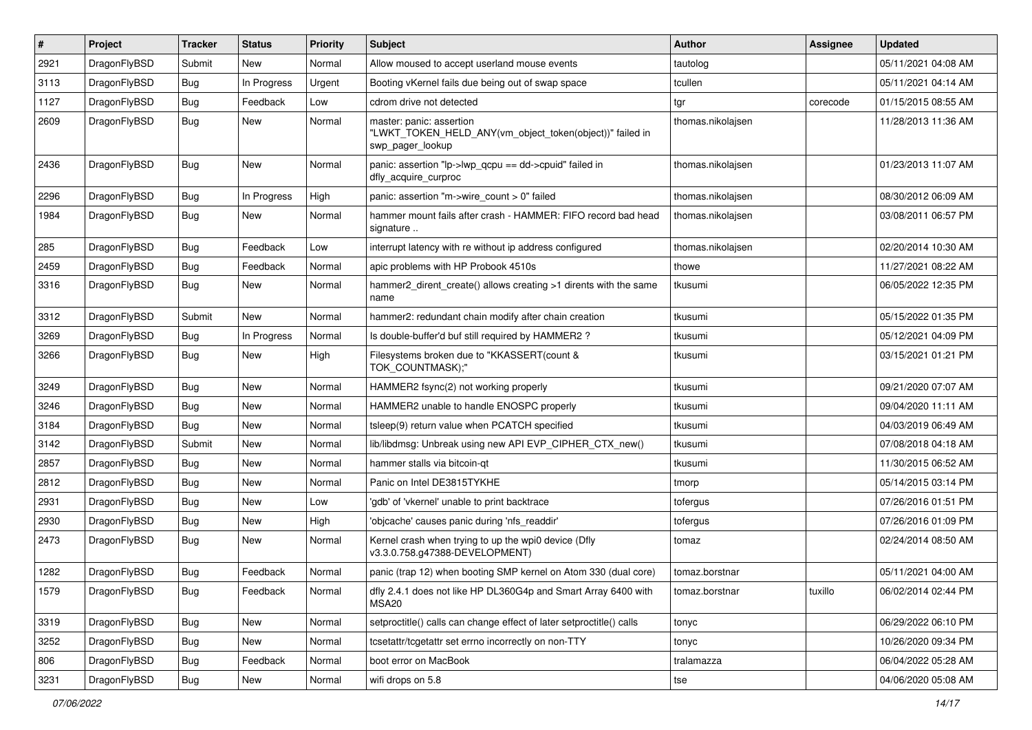| # | Project | Tracker | Status | Priority | Subject | Author | Assignee | Updated |
|---|---|---|---|---|---|---|---|---|
| 2921 | DragonFlyBSD | Submit | New | Normal | Allow moused to accept userland mouse events | tautolog | | 05/11/2021 04:08 AM |
| 3113 | DragonFlyBSD | Bug | In Progress | Urgent | Booting vKernel fails due being out of swap space | tcullen | | 05/11/2021 04:14 AM |
| 1127 | DragonFlyBSD | Bug | Feedback | Low | cdrom drive not detected | tgr | corecode | 01/15/2015 08:55 AM |
| 2609 | DragonFlyBSD | Bug | New | Normal | master: panic: assertion "LWKT_TOKEN_HELD_ANY(vm_object_token(object))" failed in swp_pager_lookup | thomas.nikolajsen | | 11/28/2013 11:36 AM |
| 2436 | DragonFlyBSD | Bug | New | Normal | panic: assertion "lp->lwp_qcpu == dd->cpuid" failed in dfly_acquire_curproc | thomas.nikolajsen | | 01/23/2013 11:07 AM |
| 2296 | DragonFlyBSD | Bug | In Progress | High | panic: assertion "m->wire_count > 0" failed | thomas.nikolajsen | | 08/30/2012 06:09 AM |
| 1984 | DragonFlyBSD | Bug | New | Normal | hammer mount fails after crash - HAMMER: FIFO record bad head signature .. | thomas.nikolajsen | | 03/08/2011 06:57 PM |
| 285 | DragonFlyBSD | Bug | Feedback | Low | interrupt latency with re without ip address configured | thomas.nikolajsen | | 02/20/2014 10:30 AM |
| 2459 | DragonFlyBSD | Bug | Feedback | Normal | apic problems with HP Probook 4510s | thowe | | 11/27/2021 08:22 AM |
| 3316 | DragonFlyBSD | Bug | New | Normal | hammer2_dirent_create() allows creating >1 dirents with the same name | tkusumi | | 06/05/2022 12:35 PM |
| 3312 | DragonFlyBSD | Submit | New | Normal | hammer2: redundant chain modify after chain creation | tkusumi | | 05/15/2022 01:35 PM |
| 3269 | DragonFlyBSD | Bug | In Progress | Normal | Is double-buffer'd buf still required by HAMMER2 ? | tkusumi | | 05/12/2021 04:09 PM |
| 3266 | DragonFlyBSD | Bug | New | High | Filesystems broken due to "KKASSERT(count & TOK_COUNTMASK);" | tkusumi | | 03/15/2021 01:21 PM |
| 3249 | DragonFlyBSD | Bug | New | Normal | HAMMER2 fsync(2) not working properly | tkusumi | | 09/21/2020 07:07 AM |
| 3246 | DragonFlyBSD | Bug | New | Normal | HAMMER2 unable to handle ENOSPC properly | tkusumi | | 09/04/2020 11:11 AM |
| 3184 | DragonFlyBSD | Bug | New | Normal | tsleep(9) return value when PCATCH specified | tkusumi | | 04/03/2019 06:49 AM |
| 3142 | DragonFlyBSD | Submit | New | Normal | lib/libdmsg: Unbreak using new API EVP_CIPHER_CTX_new() | tkusumi | | 07/08/2018 04:18 AM |
| 2857 | DragonFlyBSD | Bug | New | Normal | hammer stalls via bitcoin-qt | tkusumi | | 11/30/2015 06:52 AM |
| 2812 | DragonFlyBSD | Bug | New | Normal | Panic on Intel DE3815TYKHE | tmorp | | 05/14/2015 03:14 PM |
| 2931 | DragonFlyBSD | Bug | New | Low | 'gdb' of 'vkernel' unable to print backtrace | tofergus | | 07/26/2016 01:51 PM |
| 2930 | DragonFlyBSD | Bug | New | High | 'objcache' causes panic during 'nfs_readdir' | tofergus | | 07/26/2016 01:09 PM |
| 2473 | DragonFlyBSD | Bug | New | Normal | Kernel crash when trying to up the wpi0 device (Dfly v3.3.0.758.g47388-DEVELOPMENT) | tomaz | | 02/24/2014 08:50 AM |
| 1282 | DragonFlyBSD | Bug | Feedback | Normal | panic (trap 12) when booting SMP kernel on Atom 330 (dual core) | tomaz.borstnar | | 05/11/2021 04:00 AM |
| 1579 | DragonFlyBSD | Bug | Feedback | Normal | dfly 2.4.1 does not like HP DL360G4p and Smart Array 6400 with MSA20 | tomaz.borstnar | tuxillo | 06/02/2014 02:44 PM |
| 3319 | DragonFlyBSD | Bug | New | Normal | setproctitle() calls can change effect of later setproctitle() calls | tonyc | | 06/29/2022 06:10 PM |
| 3252 | DragonFlyBSD | Bug | New | Normal | tcsetattr/tcgetattr set errno incorrectly on non-TTY | tonyc | | 10/26/2020 09:34 PM |
| 806 | DragonFlyBSD | Bug | Feedback | Normal | boot error on MacBook | tralamazza | | 06/04/2022 05:28 AM |
| 3231 | DragonFlyBSD | Bug | New | Normal | wifi drops on 5.8 | tse | | 04/06/2020 05:08 AM |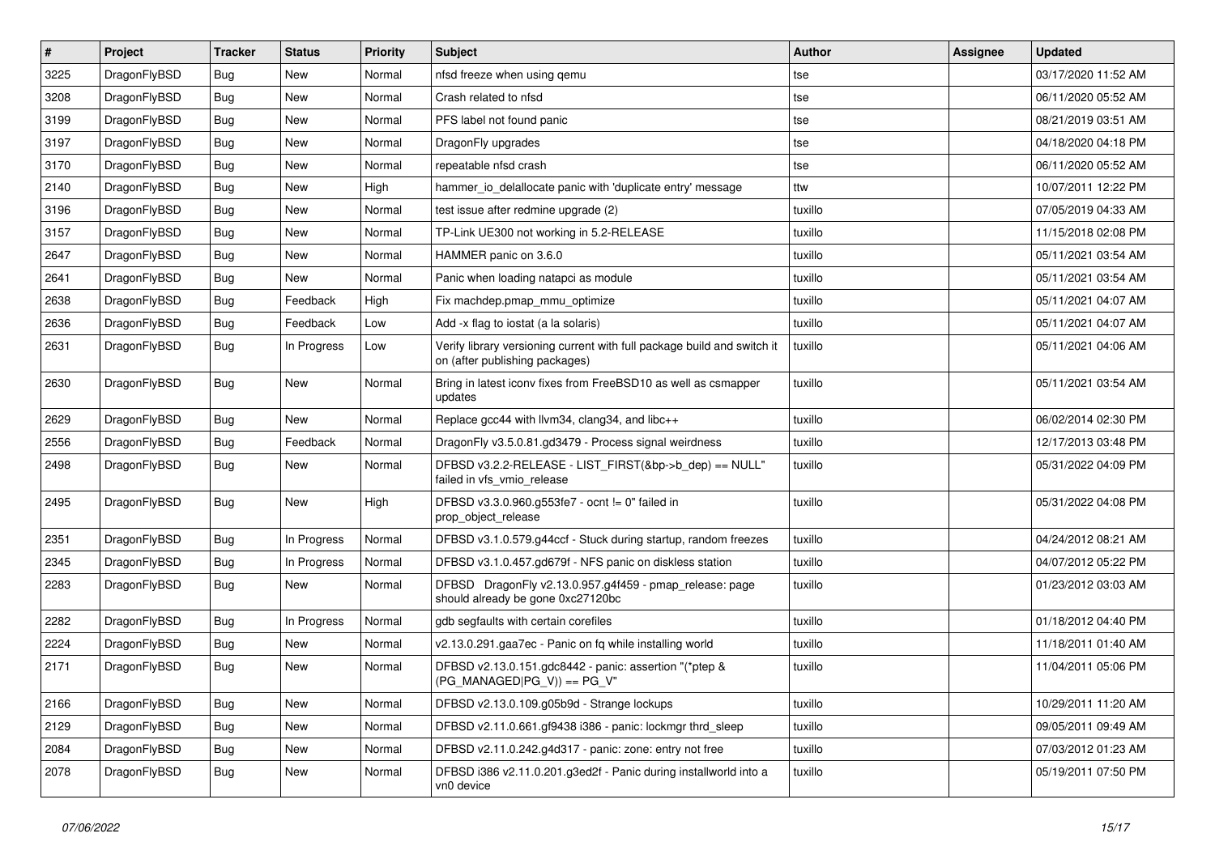| # | Project | Tracker | Status | Priority | Subject | Author | Assignee | Updated |
|---|---|---|---|---|---|---|---|---|
| 3225 | DragonFlyBSD | Bug | New | Normal | nfsd freeze when using qemu | tse | | 03/17/2020 11:52 AM |
| 3208 | DragonFlyBSD | Bug | New | Normal | Crash related to nfsd | tse | | 06/11/2020 05:52 AM |
| 3199 | DragonFlyBSD | Bug | New | Normal | PFS label not found panic | tse | | 08/21/2019 03:51 AM |
| 3197 | DragonFlyBSD | Bug | New | Normal | DragonFly upgrades | tse | | 04/18/2020 04:18 PM |
| 3170 | DragonFlyBSD | Bug | New | Normal | repeatable nfsd crash | tse | | 06/11/2020 05:52 AM |
| 2140 | DragonFlyBSD | Bug | New | High | hammer_io_delallocate panic with 'duplicate entry' message | ttw | | 10/07/2011 12:22 PM |
| 3196 | DragonFlyBSD | Bug | New | Normal | test issue after redmine upgrade (2) | tuxillo | | 07/05/2019 04:33 AM |
| 3157 | DragonFlyBSD | Bug | New | Normal | TP-Link UE300 not working in 5.2-RELEASE | tuxillo | | 11/15/2018 02:08 PM |
| 2647 | DragonFlyBSD | Bug | New | Normal | HAMMER panic on 3.6.0 | tuxillo | | 05/11/2021 03:54 AM |
| 2641 | DragonFlyBSD | Bug | New | Normal | Panic when loading natapci as module | tuxillo | | 05/11/2021 03:54 AM |
| 2638 | DragonFlyBSD | Bug | Feedback | High | Fix machdep.pmap_mmu_optimize | tuxillo | | 05/11/2021 04:07 AM |
| 2636 | DragonFlyBSD | Bug | Feedback | Low | Add -x flag to iostat (a la solaris) | tuxillo | | 05/11/2021 04:07 AM |
| 2631 | DragonFlyBSD | Bug | In Progress | Low | Verify library versioning current with full package build and switch it on (after publishing packages) | tuxillo | | 05/11/2021 04:06 AM |
| 2630 | DragonFlyBSD | Bug | New | Normal | Bring in latest iconv fixes from FreeBSD10 as well as csmapper updates | tuxillo | | 05/11/2021 03:54 AM |
| 2629 | DragonFlyBSD | Bug | New | Normal | Replace gcc44 with llvm34, clang34, and libc++ | tuxillo | | 06/02/2014 02:30 PM |
| 2556 | DragonFlyBSD | Bug | Feedback | Normal | DragonFly v3.5.0.81.gd3479 - Process signal weirdness | tuxillo | | 12/17/2013 03:48 PM |
| 2498 | DragonFlyBSD | Bug | New | Normal | DFBSD v3.2.2-RELEASE - LIST_FIRST(&bp->b_dep) == NULL" failed in vfs_vmio_release | tuxillo | | 05/31/2022 04:09 PM |
| 2495 | DragonFlyBSD | Bug | New | High | DFBSD v3.3.0.960.g553fe7 - ocnt != 0" failed in prop_object_release | tuxillo | | 05/31/2022 04:08 PM |
| 2351 | DragonFlyBSD | Bug | In Progress | Normal | DFBSD v3.1.0.579.g44ccf - Stuck during startup, random freezes | tuxillo | | 04/24/2012 08:21 AM |
| 2345 | DragonFlyBSD | Bug | In Progress | Normal | DFBSD v3.1.0.457.gd679f - NFS panic on diskless station | tuxillo | | 04/07/2012 05:22 PM |
| 2283 | DragonFlyBSD | Bug | New | Normal | DFBSD DragonFly v2.13.0.957.g4f459 - pmap_release: page should already be gone 0xc27120bc | tuxillo | | 01/23/2012 03:03 AM |
| 2282 | DragonFlyBSD | Bug | In Progress | Normal | gdb segfaults with certain corefiles | tuxillo | | 01/18/2012 04:40 PM |
| 2224 | DragonFlyBSD | Bug | New | Normal | v2.13.0.291.gaa7ec - Panic on fq while installing world | tuxillo | | 11/18/2011 01:40 AM |
| 2171 | DragonFlyBSD | Bug | New | Normal | DFBSD v2.13.0.151.gdc8442 - panic: assertion "(*ptep & (PG_MANAGED\|PG_V)) == PG_V" | tuxillo | | 11/04/2011 05:06 PM |
| 2166 | DragonFlyBSD | Bug | New | Normal | DFBSD v2.13.0.109.g05b9d - Strange lockups | tuxillo | | 10/29/2011 11:20 AM |
| 2129 | DragonFlyBSD | Bug | New | Normal | DFBSD v2.11.0.661.gf9438 i386 - panic: lockmgr thrd_sleep | tuxillo | | 09/05/2011 09:49 AM |
| 2084 | DragonFlyBSD | Bug | New | Normal | DFBSD v2.11.0.242.g4d317 - panic: zone: entry not free | tuxillo | | 07/03/2012 01:23 AM |
| 2078 | DragonFlyBSD | Bug | New | Normal | DFBSD i386 v2.11.0.201.g3ed2f - Panic during installworld into a vn0 device | tuxillo | | 05/19/2011 07:50 PM |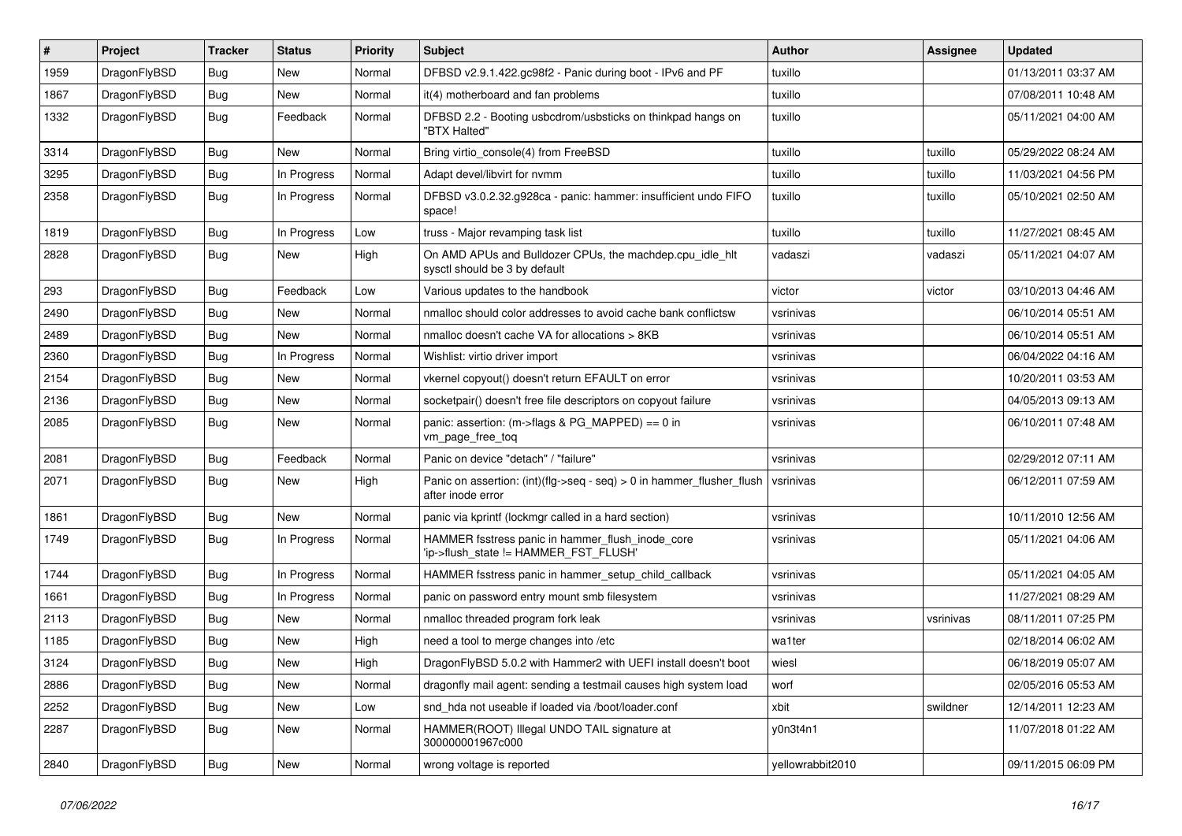| # | Project | Tracker | Status | Priority | Subject | Author | Assignee | Updated |
|---|---|---|---|---|---|---|---|---|
| 1959 | DragonFlyBSD | Bug | New | Normal | DFBSD v2.9.1.422.gc98f2 - Panic during boot - IPv6 and PF | tuxillo | | 01/13/2011 03:37 AM |
| 1867 | DragonFlyBSD | Bug | New | Normal | it(4) motherboard and fan problems | tuxillo | | 07/08/2011 10:48 AM |
| 1332 | DragonFlyBSD | Bug | Feedback | Normal | DFBSD 2.2 - Booting usbcdrom/usbsticks on thinkpad hangs on "BTX Halted" | tuxillo | | 05/11/2021 04:00 AM |
| 3314 | DragonFlyBSD | Bug | New | Normal | Bring virtio_console(4) from FreeBSD | tuxillo | tuxillo | 05/29/2022 08:24 AM |
| 3295 | DragonFlyBSD | Bug | In Progress | Normal | Adapt devel/libvirt for nvmm | tuxillo | tuxillo | 11/03/2021 04:56 PM |
| 2358 | DragonFlyBSD | Bug | In Progress | Normal | DFBSD v3.0.2.32.g928ca - panic: hammer: insufficient undo FIFO space! | tuxillo | tuxillo | 05/10/2021 02:50 AM |
| 1819 | DragonFlyBSD | Bug | In Progress | Low | truss - Major revamping task list | tuxillo | tuxillo | 11/27/2021 08:45 AM |
| 2828 | DragonFlyBSD | Bug | New | High | On AMD APUs and Bulldozer CPUs, the machdep.cpu_idle_hlt sysctl should be 3 by default | vadaszi | vadaszi | 05/11/2021 04:07 AM |
| 293 | DragonFlyBSD | Bug | Feedback | Low | Various updates to the handbook | victor | victor | 03/10/2013 04:46 AM |
| 2490 | DragonFlyBSD | Bug | New | Normal | nmalloc should color addresses to avoid cache bank conflictsw | vsrinivas | | 06/10/2014 05:51 AM |
| 2489 | DragonFlyBSD | Bug | New | Normal | nmalloc doesn't cache VA for allocations > 8KB | vsrinivas | | 06/10/2014 05:51 AM |
| 2360 | DragonFlyBSD | Bug | In Progress | Normal | Wishlist: virtio driver import | vsrinivas | | 06/04/2022 04:16 AM |
| 2154 | DragonFlyBSD | Bug | New | Normal | vkernel copyout() doesn't return EFAULT on error | vsrinivas | | 10/20/2011 03:53 AM |
| 2136 | DragonFlyBSD | Bug | New | Normal | socketpair() doesn't free file descriptors on copyout failure | vsrinivas | | 04/05/2013 09:13 AM |
| 2085 | DragonFlyBSD | Bug | New | Normal | panic: assertion: (m->flags & PG_MAPPED) == 0 in vm_page_free_toq | vsrinivas | | 06/10/2011 07:48 AM |
| 2081 | DragonFlyBSD | Bug | Feedback | Normal | Panic on device "detach" / "failure" | vsrinivas | | 02/29/2012 07:11 AM |
| 2071 | DragonFlyBSD | Bug | New | High | Panic on assertion: (int)(flg->seq - seq) > 0 in hammer_flusher_flush after inode error | vsrinivas | | 06/12/2011 07:59 AM |
| 1861 | DragonFlyBSD | Bug | New | Normal | panic via kprintf (lockmgr called in a hard section) | vsrinivas | | 10/11/2010 12:56 AM |
| 1749 | DragonFlyBSD | Bug | In Progress | Normal | HAMMER fsstress panic in hammer_flush_inode_core 'ip->flush_state != HAMMER_FST_FLUSH' | vsrinivas | | 05/11/2021 04:06 AM |
| 1744 | DragonFlyBSD | Bug | In Progress | Normal | HAMMER fsstress panic in hammer_setup_child_callback | vsrinivas | | 05/11/2021 04:05 AM |
| 1661 | DragonFlyBSD | Bug | In Progress | Normal | panic on password entry mount smb filesystem | vsrinivas | | 11/27/2021 08:29 AM |
| 2113 | DragonFlyBSD | Bug | New | Normal | nmalloc threaded program fork leak | vsrinivas | vsrinivas | 08/11/2011 07:25 PM |
| 1185 | DragonFlyBSD | Bug | New | High | need a tool to merge changes into /etc | wa1ter | | 02/18/2014 06:02 AM |
| 3124 | DragonFlyBSD | Bug | New | High | DragonFlyBSD 5.0.2 with Hammer2 with UEFI install doesn't boot | wiesl | | 06/18/2019 05:07 AM |
| 2886 | DragonFlyBSD | Bug | New | Normal | dragonfly mail agent: sending a testmail causes high system load | worf | | 02/05/2016 05:53 AM |
| 2252 | DragonFlyBSD | Bug | New | Low | snd_hda not useable if loaded via /boot/loader.conf | xbit | swildner | 12/14/2011 12:23 AM |
| 2287 | DragonFlyBSD | Bug | New | Normal | HAMMER(ROOT) Illegal UNDO TAIL signature at 300000001967c000 | y0n3t4n1 | | 11/07/2018 01:22 AM |
| 2840 | DragonFlyBSD | Bug | New | Normal | wrong voltage is reported | yellowrabbit2010 | | 09/11/2015 06:09 PM |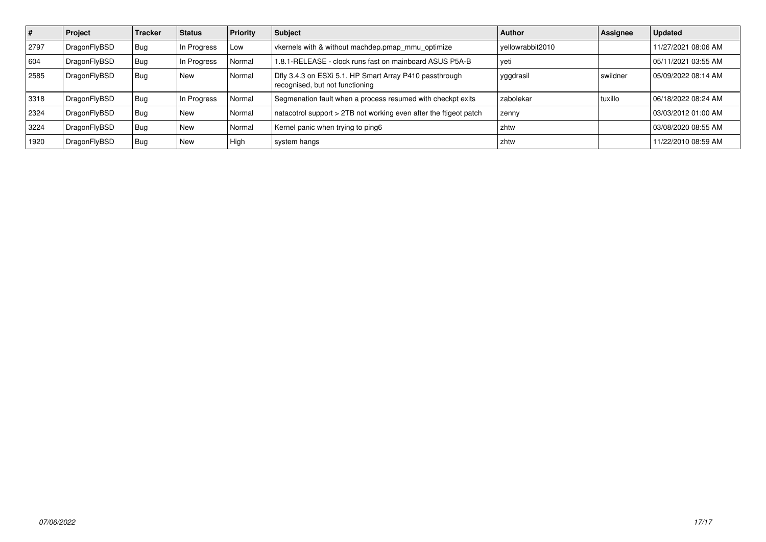| # | Project | Tracker | Status | Priority | Subject | Author | Assignee | Updated |
|---|---|---|---|---|---|---|---|---|
| 2797 | DragonFlyBSD | Bug | In Progress | Low | vkernels with & without machdep.pmap_mmu_optimize | yellowrabbit2010 | | 11/27/2021 08:06 AM |
| 604 | DragonFlyBSD | Bug | In Progress | Normal | 1.8.1-RELEASE - clock runs fast on mainboard ASUS P5A-B | yeti | | 05/11/2021 03:55 AM |
| 2585 | DragonFlyBSD | Bug | New | Normal | Dfly 3.4.3 on ESXi 5.1, HP Smart Array P410 passthrough recognised, but not functioning | yggdrasil | swildner | 05/09/2022 08:14 AM |
| 3318 | DragonFlyBSD | Bug | In Progress | Normal | Segmenation fault when a process resumed with checkpt exits | zabolekar | tuxillo | 06/18/2022 08:24 AM |
| 2324 | DragonFlyBSD | Bug | New | Normal | natacotrol support > 2TB not working even after the ftigeot patch | zenny | | 03/03/2012 01:00 AM |
| 3224 | DragonFlyBSD | Bug | New | Normal | Kernel panic when trying to ping6 | zhtw | | 03/08/2020 08:55 AM |
| 1920 | DragonFlyBSD | Bug | New | High | system hangs | zhtw | | 11/22/2010 08:59 AM |

*07/06/2022*